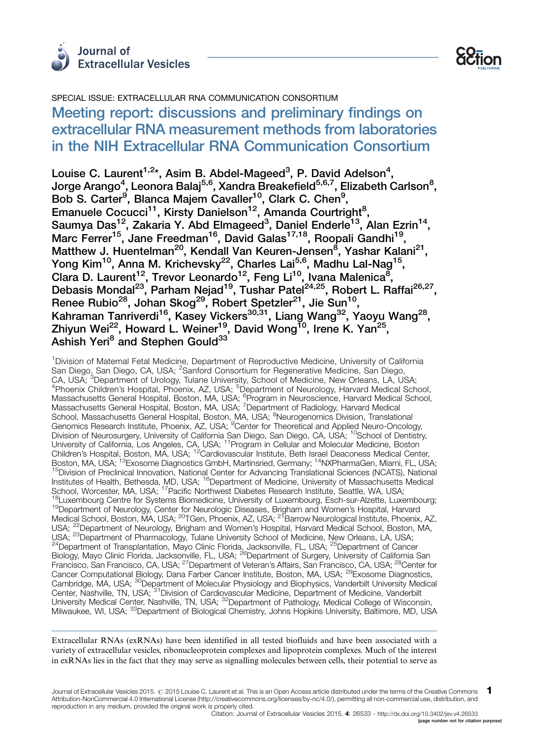SPECIAL ISSUE: EXTRACELLULAR RNA COMMUNICATION CONSORTIUM

# Meeting report: discussions and preliminary findings on extracellular RNA measurement methods from laboratories in the NIH Extracellular RNA Communication Consortium

**Louise C. Laurent[1,2]\*, Asim B. Abdel-Mageed[3], P. David Adelson[4], Jorge Arango[4], Leonora Balaj[5,6], Xandra Breakefield[5,6,7], Elizabeth Carlson[8], Bob S. Carter[9], Blanca Majem Cavaller[10], Clark C. Chen[9], Emanuele Cocucci[11], Kirsty Danielson[12], Amanda Courtright[8], Saumya Das[12], Zakaria Y. Abd Elmageed[3], Daniel Enderle[13], Alan Ezrin[14], Marc Ferrer[15], Jane Freedman[16], David Galas[17,18], Roopali Gandhi[19], Matthew J. Huentelman[20], Kendall Van Keuren-Jensen[8], Yashar Kalani[21], Yong Kim[10], Anna M. Krichevsky[22], Charles Lai[5,6], Madhu Lal-Nag[15], Clara D. Laurent[12], Trevor Leonardo[12], Feng Li[10], Ivana Malenica[8], Debasis Mondal[23], Parham Nejad[19], Tushar Patel[24,25], Robert L. Raffai[26,27], Renee Rubio[28], Johan Skog[29], Robert Spetzler[21], Jie Sun[10], Kahraman Tanriverdi[16], Kasey Vickers[30,31], Liang Wang[32], Yaoyu Wang[28], Zhiyun Wei[22], Howard L. Weiner[19], David Wong[10], Irene K. Yan[25], Ashish Yeri[8] and Stephen Gould[33]**

[1]Division of Maternal Fetal Medicine, Department of Reproductive Medicine, University of California San Diego, San Diego, CA, USA; [2]Sanford Consortium for Regenerative Medicine, San Diego, CA, USA; [3]Department of Urology, Tulane University, School of Medicine, New Orleans, LA, USA; [4]Phoenix Children's Hospital, Phoenix, AZ, USA; [5]Department of Neurology, Harvard Medical School, Massachusetts General Hospital, Boston, MA, USA; [6]Program in Neuroscience, Harvard Medical School, Massachusetts General Hospital, Boston, MA, USA; [7]Department of Radiology, Harvard Medical School, Massachusetts General Hospital, Boston, MA, USA; [8]Neurogenomics Division, Translational Genomics Research Institute, Phoenix, AZ, USA; [9]Center for Theoretical and Applied Neuro-Oncology, Division of Neurosurgery, University of California San Diego, San Diego, CA, USA; [10]School of Dentistry, University of California, Los Angeles, CA, USA; [11]Program in Cellular and Molecular Medicine, Boston Children's Hospital, Boston, MA, USA; [12]Cardiovascular Institute, Beth Israel Deaconess Medical Center, Boston, MA, USA; [13]Exosome Diagnostics GmbH, Martinsried, Germany; [14]NXPharmaGen, Miami, FL, USA; [15]Division of Preclinical Innovation, National Center for Advancing Translational Sciences (NCATS), National Institutes of Health, Bethesda, MD, USA; [16]Department of Medicine, University of Massachusetts Medical School, Worcester, MA, USA; [17]Pacific Northwest Diabetes Research Institute, Seattle, WA, USA; [18]Luxembourg Centre for Systems Biomedicine, University of Luxembourg, Esch-sur-Alzette, Luxembourg; [19]Department of Neurology, Center for Neurologic Diseases, Brigham and Women's Hospital, Harvard Medical School, Boston, MA, USA; [20]TGen, Phoenix, AZ, USA; [21]Barrow Neurological Institute, Phoenix, AZ, USA; [22]Department of Neurology, Brigham and Women's Hospital, Harvard Medical School, Boston, MA, USA; [23]Department of Pharmacology, Tulane University School of Medicine, New Orleans, LA, USA; [24]Department of Transplantation, Mayo Clinic Florida, Jacksonville, FL, USA; [25]Department of Cancer Biology, Mayo Clinic Florida, Jacksonville, FL, USA; [26]Department of Surgery, University of California San Francisco, San Francisco, CA, USA; [27]Department of Veteran's Affairs, San Francisco, CA, USA; [28]Center for Cancer Computational Biology, Dana Farber Cancer Institute, Boston, MA, USA; [29]Exosome Diagnostics, Cambridge, MA, USA; [30]Department of Molecular Physiology and Biophysics, Vanderbilt University Medical Center, Nashville, TN, USA; [31]Division of Cardiovascular Medicine, Department of Medicine, Vanderbilt University Medical Center, Nashville, TN, USA; [32]Department of Pathology, Medical College of Wisconsin, Milwaukee, WI, USA; [33]Department of Biological Chemistry, Johns Hopkins University, Baltimore, MD, USA

Extracellular RNAs (exRNAs) have been identified in all tested biofluids and have been associated with a variety of extracellular vesicles, ribonucleoprotein complexes and lipoprotein complexes. Much of the interest in exRNAs lies in the fact that they may serve as signalling molecules between cells, their potential to serve as

Journal of Extracellular Vesicles 2015. © 2015 Louise C. Laurent et al. This is an Open Access article distributed under the terms of the Creative Commons Attribution-NonCommercial 4.0 International License (http://creativecommons.org/licenses/by-nc/4.0/), permitting all non-commercial use, distribution, and reproduction in any medium, provided the original work is properly cited.

Citation: Journal of Extracellular Vesicles 2015, 4: 26533 - http://dx.doi.org/10.3402/jev.v4.26533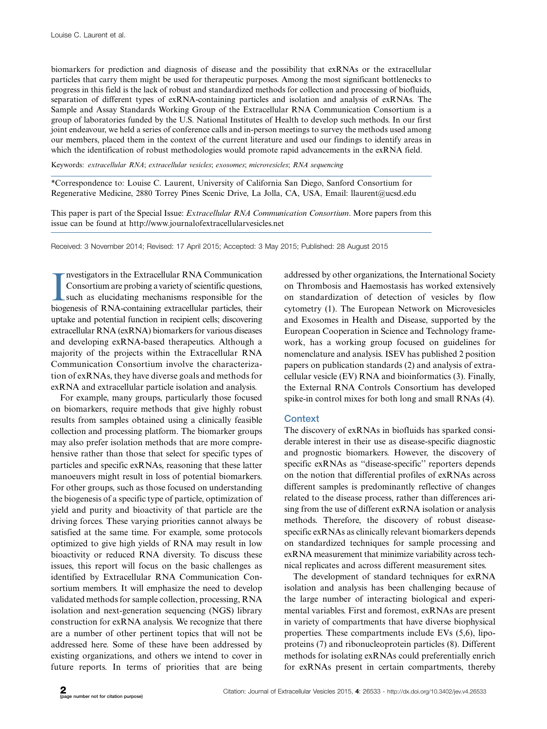biomarkers for prediction and diagnosis of disease and the possibility that exRNAs or the extracellular particles that carry them might be used for therapeutic purposes. Among the most significant bottlenecks to progress in this field is the lack of robust and standardized methods for collection and processing of biofluids, separation of different types of exRNA-containing particles and isolation and analysis of exRNAs. The Sample and Assay Standards Working Group of the Extracellular RNA Communication Consortium is a group of laboratories funded by the U.S. National Institutes of Health to develop such methods. In our first joint endeavour, we held a series of conference calls and in-person meetings to survey the methods used among our members, placed them in the context of the current literature and used our findings to identify areas in which the identification of robust methodologies would promote rapid advancements in the exRNA field.

Keywords: *extracellular RNA*; *extracellular vesicles*; *exosomes*; *microvesicles*; *RNA sequencing*

*Correspondence to: Louise C. Laurent, University of California San Diego, Sanford Consortium for Regenerative Medicine, 2880 Torrey Pines Scenic Drive, La Jolla, CA, USA, Email: llaurent@ucsd.edu

This paper is part of the Special Issue: *Extracellular RNA Communication Consortium*. More papers from this issue can be found at http://www.journalofextracellularvesicles.net

Received: 3 November 2014; Revised: 17 April 2015; Accepted: 3 May 2015; Published: 28 August 2015

Investigators in the Extracellular RNA Communication Consortium are probing a variety of scientific questions, such as elucidating mechanisms responsible for the biogenesis of RNA-containing extracellular particles, their uptake and potential function in recipient cells; discovering extracellular RNA (exRNA) biomarkers for various diseases and developing exRNA-based therapeutics. Although a majority of the projects within the Extracellular RNA Communication Consortium involve the characterization of exRNAs, they have diverse goals and methods for exRNA and extracellular particle isolation and analysis.

For example, many groups, particularly those focused on biomarkers, require methods that give highly robust results from samples obtained using a clinically feasible collection and processing platform. The biomarker groups may also prefer isolation methods that are more comprehensive rather than those that select for specific types of particles and specific exRNAs, reasoning that these latter manoeuvers might result in loss of potential biomarkers. For other groups, such as those focused on understanding the biogenesis of a specific type of particle, optimization of yield and purity and bioactivity of that particle are the driving forces. These varying priorities cannot always be satisfied at the same time. For example, some protocols optimized to give high yields of RNA may result in low bioactivity or reduced RNA diversity. To discuss these issues, this report will focus on the basic challenges as identified by Extracellular RNA Communication Consortium members. It will emphasize the need to develop validated methods for sample collection, processing, RNA isolation and next-generation sequencing (NGS) library construction for exRNA analysis. We recognize that there are a number of other pertinent topics that will not be addressed here. Some of these have been addressed by existing organizations, and others we intend to cover in future reports. In terms of priorities that are being addressed by other organizations, the International Society on Thrombosis and Haemostasis has worked extensively on standardization of detection of vesicles by flow cytometry (1). The European Network on Microvesicles and Exosomes in Health and Disease, supported by the European Cooperation in Science and Technology framework, has a working group focused on guidelines for nomenclature and analysis. ISEV has published 2 position papers on publication standards (2) and analysis of extracellular vesicle (EV) RNA and bioinformatics (3). Finally, the External RNA Controls Consortium has developed spike-in control mixes for both long and small RNAs (4).

## Context

The discovery of exRNAs in biofluids has sparked considerable interest in their use as disease-specific diagnostic and prognostic biomarkers. However, the discovery of specific exRNAs as "disease-specific" reporters depends on the notion that differential profiles of exRNAs across different samples is predominantly reflective of changes related to the disease process, rather than differences arising from the use of different exRNA isolation or analysis methods. Therefore, the discovery of robust disease-specific exRNAs as clinically relevant biomarkers depends on standardized techniques for sample processing and exRNA measurement that minimize variability across technical replicates and across different measurement sites.

The development of standard techniques for exRNA isolation and analysis has been challenging because of the large number of interacting biological and experimental variables. First and foremost, exRNAs are present in variety of compartments that have diverse biophysical properties. These compartments include EVs (5,6), lipoproteins (7) and ribonucleoprotein particles (8). Different methods for isolating exRNAs could preferentially enrich for exRNAs present in certain compartments, thereby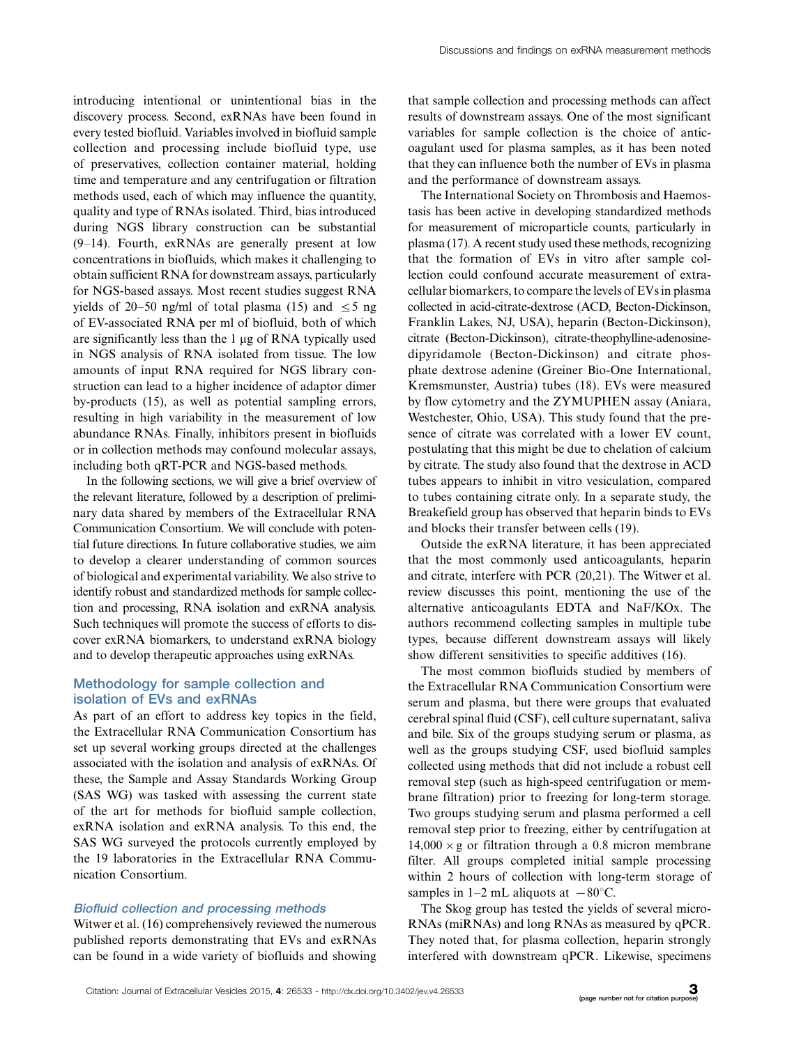introducing intentional or unintentional bias in the discovery process. Second, exRNAs have been found in every tested biofluid. Variables involved in biofluid sample collection and processing include biofluid type, use of preservatives, collection container material, holding time and temperature and any centrifugation or filtration methods used, each of which may influence the quantity, quality and type of RNAs isolated. Third, bias introduced during NGS library construction can be substantial (9–14). Fourth, exRNAs are generally present at low concentrations in biofluids, which makes it challenging to obtain sufficient RNA for downstream assays, particularly for NGS-based assays. Most recent studies suggest RNA yields of 20–50 ng/ml of total plasma (15) and $\leq 5$ ng of EV-associated RNA per ml of biofluid, both of which are significantly less than the 1 µg of RNA typically used in NGS analysis of RNA isolated from tissue. The low amounts of input RNA required for NGS library construction can lead to a higher incidence of adaptor dimer by-products (15), as well as potential sampling errors, resulting in high variability in the measurement of low abundance RNAs. Finally, inhibitors present in biofluids or in collection methods may confound molecular assays, including both qRT-PCR and NGS-based methods.

In the following sections, we will give a brief overview of the relevant literature, followed by a description of preliminary data shared by members of the Extracellular RNA Communication Consortium. We will conclude with potential future directions. In future collaborative studies, we aim to develop a clearer understanding of common sources of biological and experimental variability. We also strive to identify robust and standardized methods for sample collection and processing, RNA isolation and exRNA analysis. Such techniques will promote the success of efforts to discover exRNA biomarkers, to understand exRNA biology and to develop therapeutic approaches using exRNAs.

## Methodology for sample collection and isolation of EVs and exRNAs

As part of an effort to address key topics in the field, the Extracellular RNA Communication Consortium has set up several working groups directed at the challenges associated with the isolation and analysis of exRNAs. Of these, the Sample and Assay Standards Working Group (SAS WG) was tasked with assessing the current state of the art for methods for biofluid sample collection, exRNA isolation and exRNA analysis. To this end, the SAS WG surveyed the protocols currently employed by the 19 laboratories in the Extracellular RNA Communication Consortium.

### *Biofluid collection and processing methods*

Witwer et al. (16) comprehensively reviewed the numerous published reports demonstrating that EVs and exRNAs can be found in a wide variety of biofluids and showing that sample collection and processing methods can affect results of downstream assays. One of the most significant variables for sample collection is the choice of anticoagulant used for plasma samples, as it has been noted that they can influence both the number of EVs in plasma and the performance of downstream assays.

The International Society on Thrombosis and Haemostasis has been active in developing standardized methods for measurement of microparticle counts, particularly in plasma (17). A recent study used these methods, recognizing that the formation of EVs in vitro after sample collection could confound accurate measurement of extracellular biomarkers, to compare the levels of EVs in plasma collected in acid-citrate-dextrose (ACD, Becton-Dickinson, Franklin Lakes, NJ, USA), heparin (Becton-Dickinson), citrate (Becton-Dickinson), citrate-theophylline-adenosine-dipyridamole (Becton-Dickinson) and citrate phosphate dextrose adenine (Greiner Bio-One International, Kremsmunster, Austria) tubes (18). EVs were measured by flow cytometry and the ZYMUPHEN assay (Aniara, Westchester, Ohio, USA). This study found that the presence of citrate was correlated with a lower EV count, postulating that this might be due to chelation of calcium by citrate. The study also found that the dextrose in ACD tubes appears to inhibit in vitro vesiculation, compared to tubes containing citrate only. In a separate study, the Breakefield group has observed that heparin binds to EVs and blocks their transfer between cells (19).

Outside the exRNA literature, it has been appreciated that the most commonly used anticoagulants, heparin and citrate, interfere with PCR (20,21). The Witwer et al. review discusses this point, mentioning the use of the alternative anticoagulants EDTA and NaF/KOx. The authors recommend collecting samples in multiple tube types, because different downstream assays will likely show different sensitivities to specific additives (16).

The most common biofluids studied by members of the Extracellular RNA Communication Consortium were serum and plasma, but there were groups that evaluated cerebral spinal fluid (CSF), cell culture supernatant, saliva and bile. Six of the groups studying serum or plasma, as well as the groups studying CSF, used biofluid samples collected using methods that did not include a robust cell removal step (such as high-speed centrifugation or membrane filtration) prior to freezing for long-term storage. Two groups studying serum and plasma performed a cell removal step prior to freezing, either by centrifugation at $14{,}000 \times g$ or filtration through a 0.8 micron membrane filter. All groups completed initial sample processing within 2 hours of collection with long-term storage of samples in 1–2 mL aliquots at $-80^{\circ}$C.

The Skog group has tested the yields of several microRNAs (miRNAs) and long RNAs as measured by qPCR. They noted that, for plasma collection, heparin strongly interfered with downstream qPCR. Likewise, specimens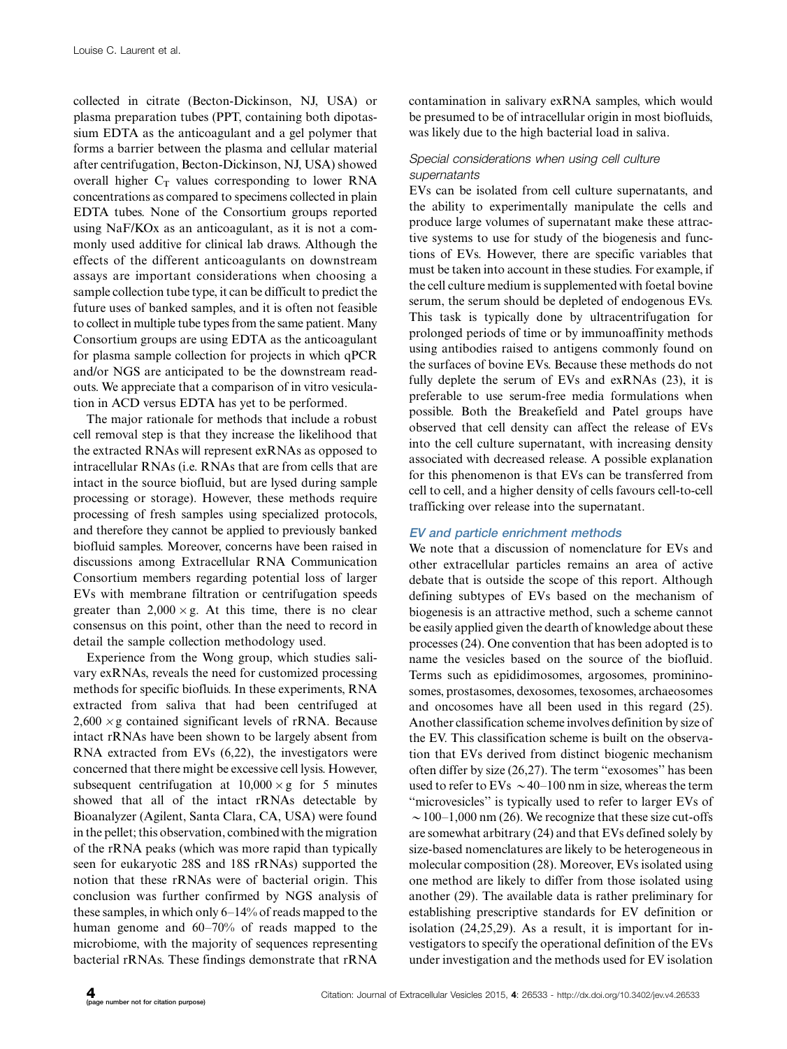collected in citrate (Becton-Dickinson, NJ, USA) or plasma preparation tubes (PPT, containing both dipotassium EDTA as the anticoagulant and a gel polymer that forms a barrier between the plasma and cellular material after centrifugation, Becton-Dickinson, NJ, USA) showed overall higher $C_T$ values corresponding to lower RNA concentrations as compared to specimens collected in plain EDTA tubes. None of the Consortium groups reported using NaF/KOx as an anticoagulant, as it is not a commonly used additive for clinical lab draws. Although the effects of the different anticoagulants on downstream assays are important considerations when choosing a sample collection tube type, it can be difficult to predict the future uses of banked samples, and it is often not feasible to collect in multiple tube types from the same patient. Many Consortium groups are using EDTA as the anticoagulant for plasma sample collection for projects in which qPCR and/or NGS are anticipated to be the downstream readouts. We appreciate that a comparison of in vitro vesiculation in ACD versus EDTA has yet to be performed.

The major rationale for methods that include a robust cell removal step is that they increase the likelihood that the extracted RNAs will represent exRNAs as opposed to intracellular RNAs (i.e. RNAs that are from cells that are intact in the source biofluid, but are lysed during sample processing or storage). However, these methods require processing of fresh samples using specialized protocols, and therefore they cannot be applied to previously banked biofluid samples. Moreover, concerns have been raised in discussions among Extracellular RNA Communication Consortium members regarding potential loss of larger EVs with membrane filtration or centrifugation speeds greater than $2,000 \times g$. At this time, there is no clear consensus on this point, other than the need to record in detail the sample collection methodology used.

Experience from the Wong group, which studies salivary exRNAs, reveals the need for customized processing methods for specific biofluids. In these experiments, RNA extracted from saliva that had been centrifuged at $2,600 \times g$ contained significant levels of rRNA. Because intact rRNAs have been shown to be largely absent from RNA extracted from EVs (6,22), the investigators were concerned that there might be excessive cell lysis. However, subsequent centrifugation at $10,000 \times g$ for 5 minutes showed that all of the intact rRNAs detectable by Bioanalyzer (Agilent, Santa Clara, CA, USA) were found in the pellet; this observation, combined with the migration of the rRNA peaks (which was more rapid than typically seen for eukaryotic 28S and 18S rRNAs) supported the notion that these rRNAs were of bacterial origin. This conclusion was further confirmed by NGS analysis of these samples, in which only 6–14% of reads mapped to the human genome and 60–70% of reads mapped to the microbiome, with the majority of sequences representing bacterial rRNAs. These findings demonstrate that rRNA contamination in salivary exRNA samples, which would be presumed to be of intracellular origin in most biofluids, was likely due to the high bacterial load in saliva.

### *Special considerations when using cell culture supernatants*

EVs can be isolated from cell culture supernatants, and the ability to experimentally manipulate the cells and produce large volumes of supernatant make these attractive systems to use for study of the biogenesis and functions of EVs. However, there are specific variables that must be taken into account in these studies. For example, if the cell culture medium is supplemented with foetal bovine serum, the serum should be depleted of endogenous EVs. This task is typically done by ultracentrifugation for prolonged periods of time or by immunoaffinity methods using antibodies raised to antigens commonly found on the surfaces of bovine EVs. Because these methods do not fully deplete the serum of EVs and exRNAs (23), it is preferable to use serum-free media formulations when possible. Both the Breakefield and Patel groups have observed that cell density can affect the release of EVs into the cell culture supernatant, with increasing density associated with decreased release. A possible explanation for this phenomenon is that EVs can be transferred from cell to cell, and a higher density of cells favours cell-to-cell trafficking over release into the supernatant.

## *EV and particle enrichment methods*

We note that a discussion of nomenclature for EVs and other extracellular particles remains an area of active debate that is outside the scope of this report. Although defining subtypes of EVs based on the mechanism of biogenesis is an attractive method, such a scheme cannot be easily applied given the dearth of knowledge about these processes (24). One convention that has been adopted is to name the vesicles based on the source of the biofluid. Terms such as epididimosomes, argosomes, prominosomes, prostasomes, dexosomes, texosomes, archaeosomes and oncosomes have all been used in this regard (25). Another classification scheme involves definition by size of the EV. This classification scheme is built on the observation that EVs derived from distinct biogenic mechanism often differ by size (26,27). The term "exosomes" has been used to refer to EVs ~40–100 nm in size, whereas the term "microvesicles" is typically used to refer to larger EVs of ~100–1,000 nm (26). We recognize that these size cut-offs are somewhat arbitrary (24) and that EVs defined solely by size-based nomenclatures are likely to be heterogeneous in molecular composition (28). Moreover, EVs isolated using one method are likely to differ from those isolated using another (29). The available data is rather preliminary for establishing prescriptive standards for EV definition or isolation (24,25,29). As a result, it is important for investigators to specify the operational definition of the EVs under investigation and the methods used for EV isolation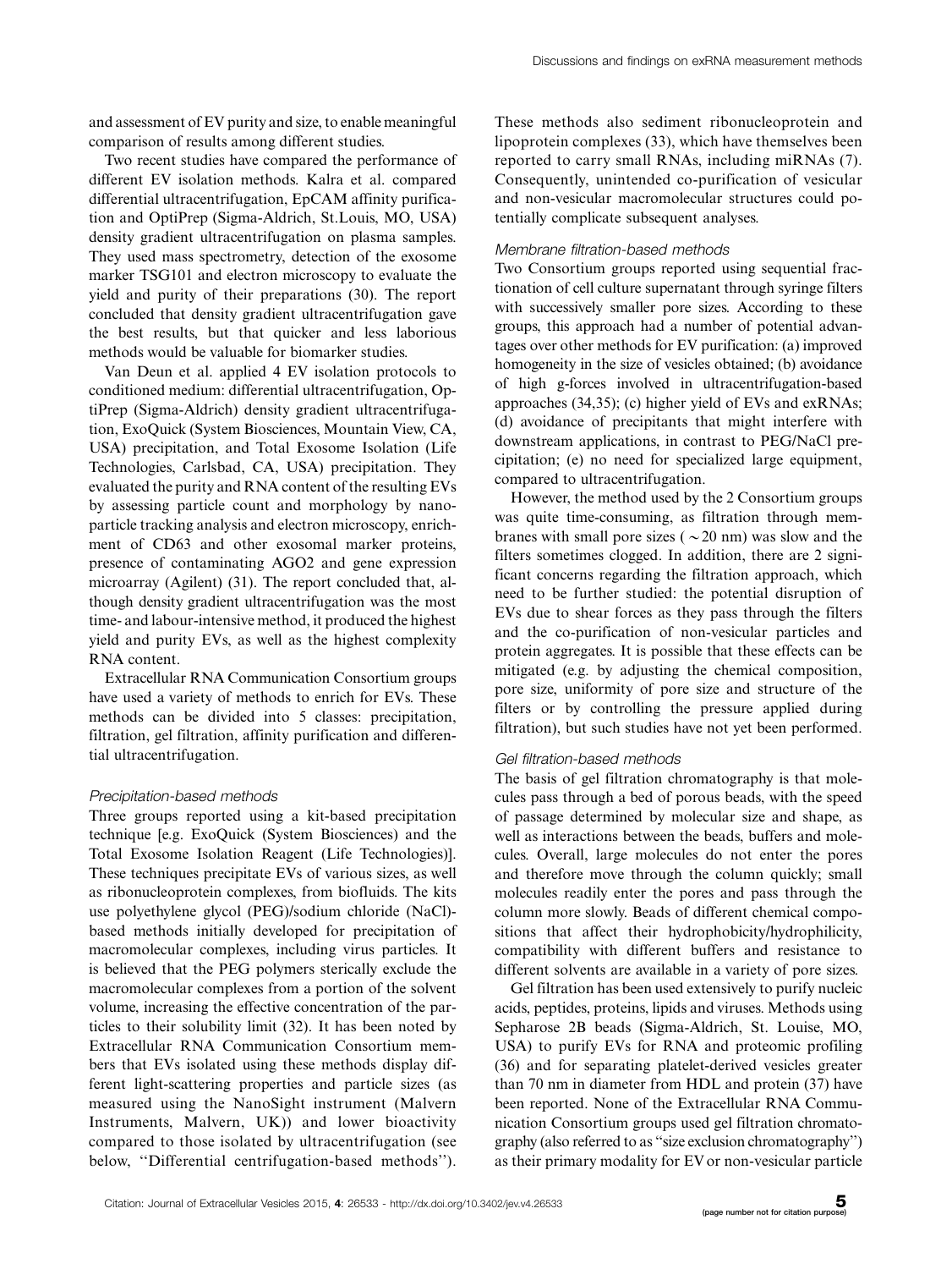and assessment of EV purity and size, to enable meaningful comparison of results among different studies.

Two recent studies have compared the performance of different EV isolation methods. Kalra et al. compared differential ultracentrifugation, EpCAM affinity purification and OptiPrep (Sigma-Aldrich, St.Louis, MO, USA) density gradient ultracentrifugation on plasma samples. They used mass spectrometry, detection of the exosome marker TSG101 and electron microscopy to evaluate the yield and purity of their preparations (30). The report concluded that density gradient ultracentrifugation gave the best results, but that quicker and less laborious methods would be valuable for biomarker studies.

Van Deun et al. applied 4 EV isolation protocols to conditioned medium: differential ultracentrifugation, OptiPrep (Sigma-Aldrich) density gradient ultracentrifugation, ExoQuick (System Biosciences, Mountain View, CA, USA) precipitation, and Total Exosome Isolation (Life Technologies, Carlsbad, CA, USA) precipitation. They evaluated the purity and RNA content of the resulting EVs by assessing particle count and morphology by nanoparticle tracking analysis and electron microscopy, enrichment of CD63 and other exosomal marker proteins, presence of contaminating AGO2 and gene expression microarray (Agilent) (31). The report concluded that, although density gradient ultracentrifugation was the most time- and labour-intensive method, it produced the highest yield and purity EVs, as well as the highest complexity RNA content.

Extracellular RNA Communication Consortium groups have used a variety of methods to enrich for EVs. These methods can be divided into 5 classes: precipitation, filtration, gel filtration, affinity purification and differential ultracentrifugation.

### *Precipitation-based methods*

Three groups reported using a kit-based precipitation technique [e.g. ExoQuick (System Biosciences) and the Total Exosome Isolation Reagent (Life Technologies)]. These techniques precipitate EVs of various sizes, as well as ribonucleoprotein complexes, from biofluids. The kits use polyethylene glycol (PEG)/sodium chloride (NaCl)-based methods initially developed for precipitation of macromolecular complexes, including virus particles. It is believed that the PEG polymers sterically exclude the macromolecular complexes from a portion of the solvent volume, increasing the effective concentration of the particles to their solubility limit (32). It has been noted by Extracellular RNA Communication Consortium members that EVs isolated using these methods display different light-scattering properties and particle sizes (as measured using the NanoSight instrument (Malvern Instruments, Malvern, UK)) and lower bioactivity compared to those isolated by ultracentrifugation (see below, ''Differential centrifugation-based methods''). These methods also sediment ribonucleoprotein and lipoprotein complexes (33), which have themselves been reported to carry small RNAs, including miRNAs (7). Consequently, unintended co-purification of vesicular and non-vesicular macromolecular structures could potentially complicate subsequent analyses.

### *Membrane filtration-based methods*

Two Consortium groups reported using sequential fractionation of cell culture supernatant through syringe filters with successively smaller pore sizes. According to these groups, this approach had a number of potential advantages over other methods for EV purification: (a) improved homogeneity in the size of vesicles obtained; (b) avoidance of high g-forces involved in ultracentrifugation-based approaches (34,35); (c) higher yield of EVs and exRNAs; (d) avoidance of precipitants that might interfere with downstream applications, in contrast to PEG/NaCl precipitation; (e) no need for specialized large equipment, compared to ultracentrifugation.

However, the method used by the 2 Consortium groups was quite time-consuming, as filtration through membranes with small pore sizes ( $\sim$20 nm) was slow and the filters sometimes clogged. In addition, there are 2 significant concerns regarding the filtration approach, which need to be further studied: the potential disruption of EVs due to shear forces as they pass through the filters and the co-purification of non-vesicular particles and protein aggregates. It is possible that these effects can be mitigated (e.g. by adjusting the chemical composition, pore size, uniformity of pore size and structure of the filters or by controlling the pressure applied during filtration), but such studies have not yet been performed.

### *Gel filtration-based methods*

The basis of gel filtration chromatography is that molecules pass through a bed of porous beads, with the speed of passage determined by molecular size and shape, as well as interactions between the beads, buffers and molecules. Overall, large molecules do not enter the pores and therefore move through the column quickly; small molecules readily enter the pores and pass through the column more slowly. Beads of different chemical compositions that affect their hydrophobicity/hydrophilicity, compatibility with different buffers and resistance to different solvents are available in a variety of pore sizes.

Gel filtration has been used extensively to purify nucleic acids, peptides, proteins, lipids and viruses. Methods using Sepharose 2B beads (Sigma-Aldrich, St. Louise, MO, USA) to purify EVs for RNA and proteomic profiling (36) and for separating platelet-derived vesicles greater than 70 nm in diameter from HDL and protein (37) have been reported. None of the Extracellular RNA Communication Consortium groups used gel filtration chromatography (also referred to as ''size exclusion chromatography'') as their primary modality for EV or non-vesicular particle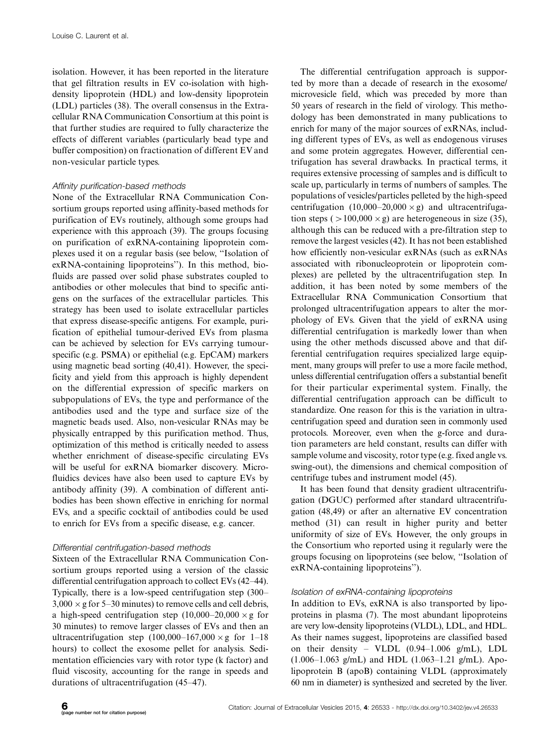isolation. However, it has been reported in the literature that gel filtration results in EV co-isolation with high-density lipoprotein (HDL) and low-density lipoprotein (LDL) particles (38). The overall consensus in the Extracellular RNA Communication Consortium at this point is that further studies are required to fully characterize the effects of different variables (particularly bead type and buffer composition) on fractionation of different EV and non-vesicular particle types.

### *Affinity purification-based methods*

None of the Extracellular RNA Communication Consortium groups reported using affinity-based methods for purification of EVs routinely, although some groups had experience with this approach (39). The groups focusing on purification of exRNA-containing lipoprotein complexes used it on a regular basis (see below, "Isolation of exRNA-containing lipoproteins"). In this method, biofluids are passed over solid phase substrates coupled to antibodies or other molecules that bind to specific antigens on the surfaces of the extracellular particles. This strategy has been used to isolate extracellular particles that express disease-specific antigens. For example, purification of epithelial tumour-derived EVs from plasma can be achieved by selection for EVs carrying tumour-specific (e.g. PSMA) or epithelial (e.g. EpCAM) markers using magnetic bead sorting (40,41). However, the specificity and yield from this approach is highly dependent on the differential expression of specific markers on subpopulations of EVs, the type and performance of the antibodies used and the type and surface size of the magnetic beads used. Also, non-vesicular RNAs may be physically entrapped by this purification method. Thus, optimization of this method is critically needed to assess whether enrichment of disease-specific circulating EVs will be useful for exRNA biomarker discovery. Microfluidics devices have also been used to capture EVs by antibody affinity (39). A combination of different antibodies has been shown effective in enriching for normal EVs, and a specific cocktail of antibodies could be used to enrich for EVs from a specific disease, e.g. cancer.

### *Differential centrifugation-based methods*

Sixteen of the Extracellular RNA Communication Consortium groups reported using a version of the classic differential centrifugation approach to collect EVs (42–44). Typically, there is a low-speed centrifugation step (300–$3{,}000 \times g$ for 5–30 minutes) to remove cells and cell debris, a high-speed centrifugation step ($10{,}000$–$20{,}000 \times g$ for 30 minutes) to remove larger classes of EVs and then an ultracentrifugation step ($100{,}000$–$167{,}000 \times g$ for 1–18 hours) to collect the exosome pellet for analysis. Sedimentation efficiencies vary with rotor type (k factor) and fluid viscosity, accounting for the range in speeds and durations of ultracentrifugation (45–47).

The differential centrifugation approach is supported by more than a decade of research in the exosome/microvesicle field, which was preceded by more than 50 years of research in the field of virology. This methodology has been demonstrated in many publications to enrich for many of the major sources of exRNAs, including different types of EVs, as well as endogenous viruses and some protein aggregates. However, differential centrifugation has several drawbacks. In practical terms, it requires extensive processing of samples and is difficult to scale up, particularly in terms of numbers of samples. The populations of vesicles/particles pelleted by the high-speed centrifugation ($10{,}000$–$20{,}000 \times g$) and ultracentrifugation steps ($>100{,}000 \times g$) are heterogeneous in size (35), although this can be reduced with a pre-filtration step to remove the largest vesicles (42). It has not been established how efficiently non-vesicular exRNAs (such as exRNAs associated with ribonucleoprotein or lipoprotein complexes) are pelleted by the ultracentrifugation step. In addition, it has been noted by some members of the Extracellular RNA Communication Consortium that prolonged ultracentrifugation appears to alter the morphology of EVs. Given that the yield of exRNA using differential centrifugation is markedly lower than when using the other methods discussed above and that differential centrifugation requires specialized large equipment, many groups will prefer to use a more facile method, unless differential centrifugation offers a substantial benefit for their particular experimental system. Finally, the differential centrifugation approach can be difficult to standardize. One reason for this is the variation in ultracentrifugation speed and duration seen in commonly used protocols. Moreover, even when the g-force and duration parameters are held constant, results can differ with sample volume and viscosity, rotor type (e.g. fixed angle vs. swing-out), the dimensions and chemical composition of centrifuge tubes and instrument model (45).

It has been found that density gradient ultracentrifugation (DGUC) performed after standard ultracentrifugation (48,49) or after an alternative EV concentration method (31) can result in higher purity and better uniformity of size of EVs. However, the only groups in the Consortium who reported using it regularly were the groups focusing on lipoproteins (see below, "Isolation of exRNA-containing lipoproteins").

### *Isolation of exRNA-containing lipoproteins*

In addition to EVs, exRNA is also transported by lipoproteins in plasma (7). The most abundant lipoproteins are very low-density lipoproteins (VLDL), LDL, and HDL. As their names suggest, lipoproteins are classified based on their density – VLDL (0.94–1.006 g/mL), LDL (1.006–1.063 g/mL) and HDL (1.063–1.21 g/mL). Apolipoprotein B (apoB) containing VLDL (approximately 60 nm in diameter) is synthesized and secreted by the liver.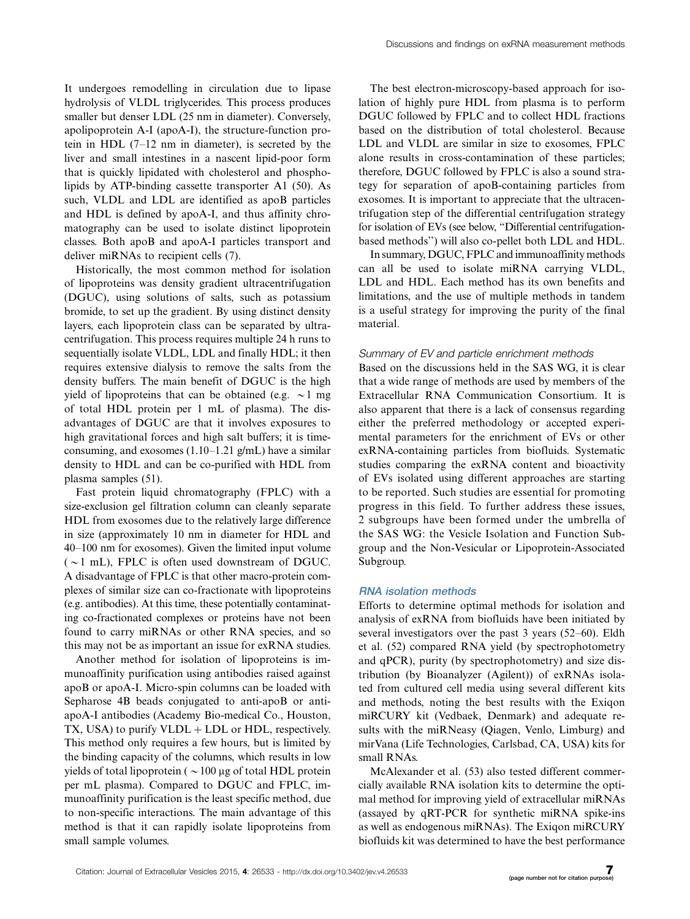It undergoes remodelling in circulation due to lipase hydrolysis of VLDL triglycerides. This process produces smaller but denser LDL (25 nm in diameter). Conversely, apolipoprotein A-I (apoA-I), the structure-function protein in HDL (7–12 nm in diameter), is secreted by the liver and small intestines in a nascent lipid-poor form that is quickly lipidated with cholesterol and phospholipids by ATP-binding cassette transporter A1 (50). As such, VLDL and LDL are identified as apoB particles and HDL is defined by apoA-I, and thus affinity chromatography can be used to isolate distinct lipoprotein classes. Both apoB and apoA-I particles transport and deliver miRNAs to recipient cells (7).

Historically, the most common method for isolation of lipoproteins was density gradient ultracentrifugation (DGUC), using solutions of salts, such as potassium bromide, to set up the gradient. By using distinct density layers, each lipoprotein class can be separated by ultracentrifugation. This process requires multiple 24 h runs to sequentially isolate VLDL, LDL and finally HDL; it then requires extensive dialysis to remove the salts from the density buffers. The main benefit of DGUC is the high yield of lipoproteins that can be obtained (e.g. ~1 mg of total HDL protein per 1 mL of plasma). The disadvantages of DGUC are that it involves exposures to high gravitational forces and high salt buffers; it is time-consuming, and exosomes (1.10–1.21 g/mL) have a similar density to HDL and can be co-purified with HDL from plasma samples (51).

Fast protein liquid chromatography (FPLC) with a size-exclusion gel filtration column can cleanly separate HDL from exosomes due to the relatively large difference in size (approximately 10 nm in diameter for HDL and 40–100 nm for exosomes). Given the limited input volume (~1 mL), FPLC is often used downstream of DGUC. A disadvantage of FPLC is that other macro-protein complexes of similar size can co-fractionate with lipoproteins (e.g. antibodies). At this time, these potentially contaminating co-fractionated complexes or proteins have not been found to carry miRNAs or other RNA species, and so this may not be as important an issue for exRNA studies.

Another method for isolation of lipoproteins is immunoaffinity purification using antibodies raised against apoB or apoA-I. Micro-spin columns can be loaded with Sepharose 4B beads conjugated to anti-apoB or anti-apoA-I antibodies (Academy Bio-medical Co., Houston, TX, USA) to purify VLDL + LDL or HDL, respectively. This method only requires a few hours, but is limited by the binding capacity of the columns, which results in low yields of total lipoprotein (~100 μg of total HDL protein per mL plasma). Compared to DGUC and FPLC, immunoaffinity purification is the least specific method, due to non-specific interactions. The main advantage of this method is that it can rapidly isolate lipoproteins from small sample volumes.

The best electron-microscopy-based approach for isolation of highly pure HDL from plasma is to perform DGUC followed by FPLC and to collect HDL fractions based on the distribution of total cholesterol. Because LDL and VLDL are similar in size to exosomes, FPLC alone results in cross-contamination of these particles; therefore, DGUC followed by FPLC is also a sound strategy for separation of apoB-containing particles from exosomes. It is important to appreciate that the ultracentrifugation step of the differential centrifugation strategy for isolation of EVs (see below, "Differential centrifugation-based methods") will also co-pellet both LDL and HDL.

In summary, DGUC, FPLC and immunoaffinity methods can all be used to isolate miRNA carrying VLDL, LDL and HDL. Each method has its own benefits and limitations, and the use of multiple methods in tandem is a useful strategy for improving the purity of the final material.

#### *Summary of EV and particle enrichment methods*

Based on the discussions held in the SAS WG, it is clear that a wide range of methods are used by members of the Extracellular RNA Communication Consortium. It is also apparent that there is a lack of consensus regarding either the preferred methodology or accepted experimental parameters for the enrichment of EVs or other exRNA-containing particles from biofluids. Systematic studies comparing the exRNA content and bioactivity of EVs isolated using different approaches are starting to be reported. Such studies are essential for promoting progress in this field. To further address these issues, 2 subgroups have been formed under the umbrella of the SAS WG: the Vesicle Isolation and Function Subgroup and the Non-Vesicular or Lipoprotein-Associated Subgroup.

### *RNA isolation methods*

Efforts to determine optimal methods for isolation and analysis of exRNA from biofluids have been initiated by several investigators over the past 3 years (52–60). Eldh et al. (52) compared RNA yield (by spectrophotometry and qPCR), purity (by spectrophotometry) and size distribution (by Bioanalyzer (Agilent)) of exRNAs isolated from cultured cell media using several different kits and methods, noting the best results with the Exiqon miRCURY kit (Vedbaek, Denmark) and adequate results with the miRNeasy (Qiagen, Venlo, Limburg) and mirVana (Life Technologies, Carlsbad, CA, USA) kits for small RNAs.

McAlexander et al. (53) also tested different commercially available RNA isolation kits to determine the optimal method for improving yield of extracellular miRNAs (assayed by qRT-PCR for synthetic miRNA spike-ins as well as endogenous miRNAs). The Exiqon miRCURY biofluids kit was determined to have the best performance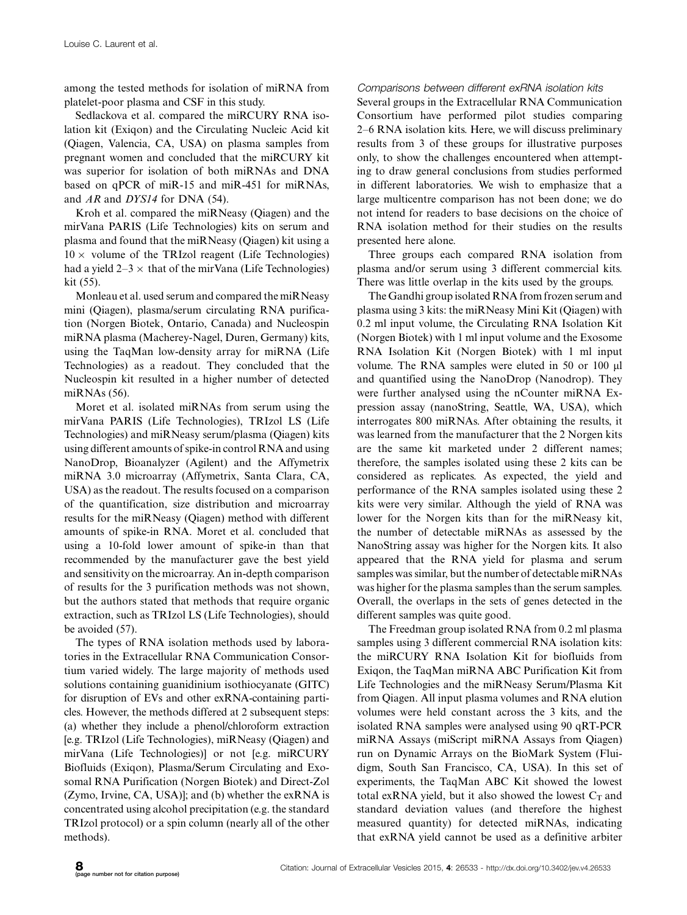among the tested methods for isolation of miRNA from platelet-poor plasma and CSF in this study.

Sedlackova et al. compared the miRCURY RNA isolation kit (Exiqon) and the Circulating Nucleic Acid kit (Qiagen, Valencia, CA, USA) on plasma samples from pregnant women and concluded that the miRCURY kit was superior for isolation of both miRNAs and DNA based on qPCR of miR-15 and miR-451 for miRNAs, and *AR* and *DYS14* for DNA (54).

Kroh et al. compared the miRNeasy (Qiagen) and the mirVana PARIS (Life Technologies) kits on serum and plasma and found that the miRNeasy (Qiagen) kit using a $10\times$ volume of the TRIzol reagent (Life Technologies) had a yield $2–3\times$ that of the mirVana (Life Technologies) kit (55).

Monleau et al. used serum and compared the miRNeasy mini (Qiagen), plasma/serum circulating RNA purification (Norgen Biotek, Ontario, Canada) and Nucleospin miRNA plasma (Macherey-Nagel, Duren, Germany) kits, using the TaqMan low-density array for miRNA (Life Technologies) as a readout. They concluded that the Nucleospin kit resulted in a higher number of detected miRNAs (56).

Moret et al. isolated miRNAs from serum using the mirVana PARIS (Life Technologies), TRIzol LS (Life Technologies) and miRNeasy serum/plasma (Qiagen) kits using different amounts of spike-in control RNA and using NanoDrop, Bioanalyzer (Agilent) and the Affymetrix miRNA 3.0 microarray (Affymetrix, Santa Clara, CA, USA) as the readout. The results focused on a comparison of the quantification, size distribution and microarray results for the miRNeasy (Qiagen) method with different amounts of spike-in RNA. Moret et al. concluded that using a 10-fold lower amount of spike-in than that recommended by the manufacturer gave the best yield and sensitivity on the microarray. An in-depth comparison of results for the 3 purification methods was not shown, but the authors stated that methods that require organic extraction, such as TRIzol LS (Life Technologies), should be avoided (57).

The types of RNA isolation methods used by laboratories in the Extracellular RNA Communication Consortium varied widely. The large majority of methods used solutions containing guanidinium isothiocyanate (GITC) for disruption of EVs and other exRNA-containing particles. However, the methods differed at 2 subsequent steps: (a) whether they include a phenol/chloroform extraction [e.g. TRIzol (Life Technologies), miRNeasy (Qiagen) and mirVana (Life Technologies)] or not [e.g. miRCURY Biofluids (Exiqon), Plasma/Serum Circulating and Exosomal RNA Purification (Norgen Biotek) and Direct-Zol (Zymo, Irvine, CA, USA)]; and (b) whether the exRNA is concentrated using alcohol precipitation (e.g. the standard TRIzol protocol) or a spin column (nearly all of the other methods).

*Comparisons between different exRNA isolation kits*

Several groups in the Extracellular RNA Communication Consortium have performed pilot studies comparing 2–6 RNA isolation kits. Here, we will discuss preliminary results from 3 of these groups for illustrative purposes only, to show the challenges encountered when attempting to draw general conclusions from studies performed in different laboratories. We wish to emphasize that a large multicentre comparison has not been done; we do not intend for readers to base decisions on the choice of RNA isolation method for their studies on the results presented here alone.

Three groups each compared RNA isolation from plasma and/or serum using 3 different commercial kits. There was little overlap in the kits used by the groups.

The Gandhi group isolated RNA from frozen serum and plasma using 3 kits: the miRNeasy Mini Kit (Qiagen) with 0.2 ml input volume, the Circulating RNA Isolation Kit (Norgen Biotek) with 1 ml input volume and the Exosome RNA Isolation Kit (Norgen Biotek) with 1 ml input volume. The RNA samples were eluted in 50 or 100 µl and quantified using the NanoDrop (Nanodrop). They were further analysed using the nCounter miRNA Expression assay (nanoString, Seattle, WA, USA), which interrogates 800 miRNAs. After obtaining the results, it was learned from the manufacturer that the 2 Norgen kits are the same kit marketed under 2 different names; therefore, the samples isolated using these 2 kits can be considered as replicates. As expected, the yield and performance of the RNA samples isolated using these 2 kits were very similar. Although the yield of RNA was lower for the Norgen kits than for the miRNeasy kit, the number of detectable miRNAs as assessed by the NanoString assay was higher for the Norgen kits. It also appeared that the RNA yield for plasma and serum samples was similar, but the number of detectable miRNAs was higher for the plasma samples than the serum samples. Overall, the overlaps in the sets of genes detected in the different samples was quite good.

The Freedman group isolated RNA from 0.2 ml plasma samples using 3 different commercial RNA isolation kits: the miRCURY RNA Isolation Kit for biofluids from Exiqon, the TaqMan miRNA ABC Purification Kit from Life Technologies and the miRNeasy Serum/Plasma Kit from Qiagen. All input plasma volumes and RNA elution volumes were held constant across the 3 kits, and the isolated RNA samples were analysed using 90 qRT-PCR miRNA Assays (miScript miRNA Assays from Qiagen) run on Dynamic Arrays on the BioMark System (Fluidigm, South San Francisco, CA, USA). In this set of experiments, the TaqMan ABC Kit showed the lowest total exRNA yield, but it also showed the lowest $C_T$ and standard deviation values (and therefore the highest measured quantity) for detected miRNAs, indicating that exRNA yield cannot be used as a definitive arbiter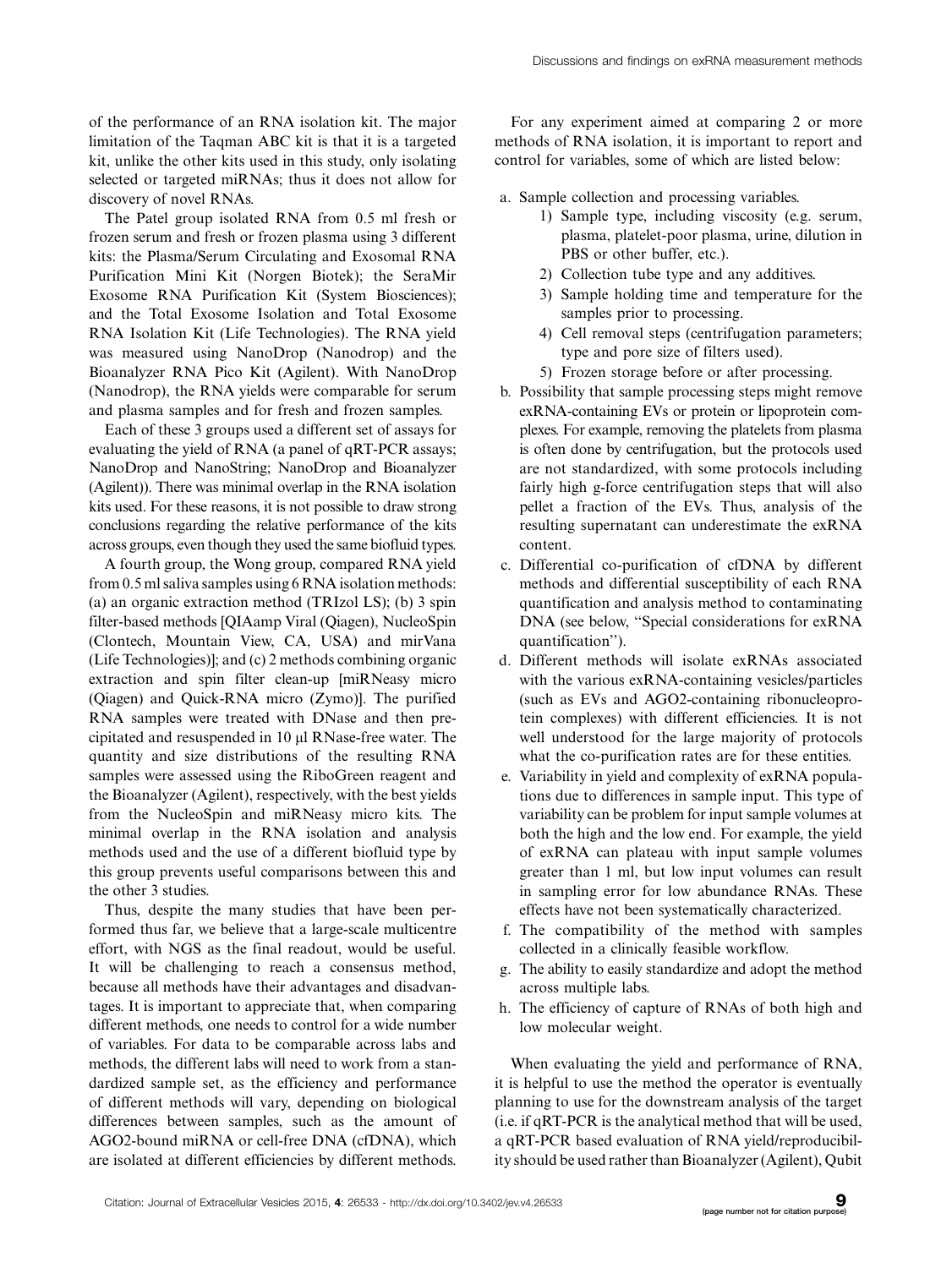of the performance of an RNA isolation kit. The major limitation of the Taqman ABC kit is that it is a targeted kit, unlike the other kits used in this study, only isolating selected or targeted miRNAs; thus it does not allow for discovery of novel RNAs.

The Patel group isolated RNA from 0.5 ml fresh or frozen serum and fresh or frozen plasma using 3 different kits: the Plasma/Serum Circulating and Exosomal RNA Purification Mini Kit (Norgen Biotek); the SeraMir Exosome RNA Purification Kit (System Biosciences); and the Total Exosome Isolation and Total Exosome RNA Isolation Kit (Life Technologies). The RNA yield was measured using NanoDrop (Nanodrop) and the Bioanalyzer RNA Pico Kit (Agilent). With NanoDrop (Nanodrop), the RNA yields were comparable for serum and plasma samples and for fresh and frozen samples.

Each of these 3 groups used a different set of assays for evaluating the yield of RNA (a panel of qRT-PCR assays; NanoDrop and NanoString; NanoDrop and Bioanalyzer (Agilent)). There was minimal overlap in the RNA isolation kits used. For these reasons, it is not possible to draw strong conclusions regarding the relative performance of the kits across groups, even though they used the same biofluid types.

A fourth group, the Wong group, compared RNA yield from 0.5 ml saliva samples using 6 RNA isolation methods: (a) an organic extraction method (TRIzol LS); (b) 3 spin filter-based methods [QIAamp Viral (Qiagen), NucleoSpin (Clontech, Mountain View, CA, USA) and mirVana (Life Technologies)]; and (c) 2 methods combining organic extraction and spin filter clean-up [miRNeasy micro (Qiagen) and Quick-RNA micro (Zymo)]. The purified RNA samples were treated with DNase and then precipitated and resuspended in 10 µl RNase-free water. The quantity and size distributions of the resulting RNA samples were assessed using the RiboGreen reagent and the Bioanalyzer (Agilent), respectively, with the best yields from the NucleoSpin and miRNeasy micro kits. The minimal overlap in the RNA isolation and analysis methods used and the use of a different biofluid type by this group prevents useful comparisons between this and the other 3 studies.

Thus, despite the many studies that have been performed thus far, we believe that a large-scale multicentre effort, with NGS as the final readout, would be useful. It will be challenging to reach a consensus method, because all methods have their advantages and disadvantages. It is important to appreciate that, when comparing different methods, one needs to control for a wide number of variables. For data to be comparable across labs and methods, the different labs will need to work from a standardized sample set, as the efficiency and performance of different methods will vary, depending on biological differences between samples, such as the amount of AGO2-bound miRNA or cell-free DNA (cfDNA), which are isolated at different efficiencies by different methods.

For any experiment aimed at comparing 2 or more methods of RNA isolation, it is important to report and control for variables, some of which are listed below:

a. Sample collection and processing variables.
   1) Sample type, including viscosity (e.g. serum, plasma, platelet-poor plasma, urine, dilution in PBS or other buffer, etc.).
   2) Collection tube type and any additives.
   3) Sample holding time and temperature for the samples prior to processing.
   4) Cell removal steps (centrifugation parameters; type and pore size of filters used).
   5) Frozen storage before or after processing.
b. Possibility that sample processing steps might remove exRNA-containing EVs or protein or lipoprotein complexes. For example, removing the platelets from plasma is often done by centrifugation, but the protocols used are not standardized, with some protocols including fairly high g-force centrifugation steps that will also pellet a fraction of the EVs. Thus, analysis of the resulting supernatant can underestimate the exRNA content.
c. Differential co-purification of cfDNA by different methods and differential susceptibility of each RNA quantification and analysis method to contaminating DNA (see below, "Special considerations for exRNA quantification").
d. Different methods will isolate exRNAs associated with the various exRNA-containing vesicles/particles (such as EVs and AGO2-containing ribonucleoprotein complexes) with different efficiencies. It is not well understood for the large majority of protocols what the co-purification rates are for these entities.
e. Variability in yield and complexity of exRNA populations due to differences in sample input. This type of variability can be problem for input sample volumes at both the high and the low end. For example, the yield of exRNA can plateau with input sample volumes greater than 1 ml, but low input volumes can result in sampling error for low abundance RNAs. These effects have not been systematically characterized.
f. The compatibility of the method with samples collected in a clinically feasible workflow.
g. The ability to easily standardize and adopt the method across multiple labs.
h. The efficiency of capture of RNAs of both high and low molecular weight.

When evaluating the yield and performance of RNA, it is helpful to use the method the operator is eventually planning to use for the downstream analysis of the target (i.e. if qRT-PCR is the analytical method that will be used, a qRT-PCR based evaluation of RNA yield/reproducibility should be used rather than Bioanalyzer (Agilent), Qubit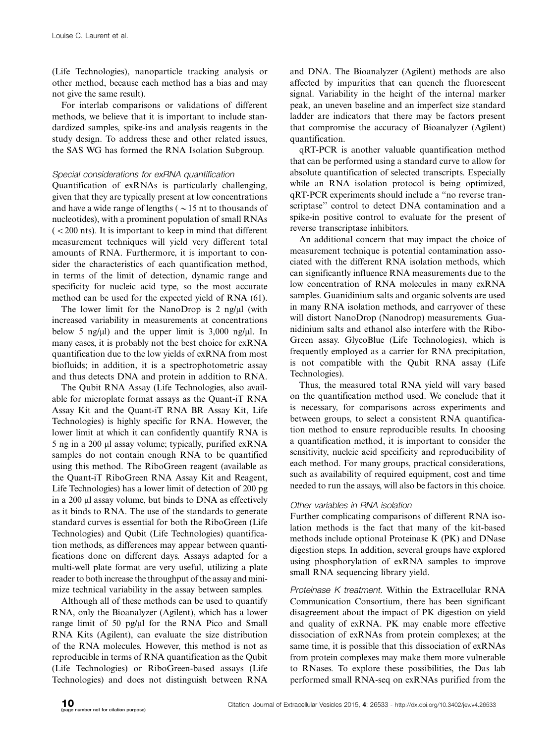(Life Technologies), nanoparticle tracking analysis or other method, because each method has a bias and may not give the same result).

For interlab comparisons or validations of different methods, we believe that it is important to include standardized samples, spike-ins and analysis reagents in the study design. To address these and other related issues, the SAS WG has formed the RNA Isolation Subgroup.

#### *Special considerations for exRNA quantification*

Quantification of exRNAs is particularly challenging, given that they are typically present at low concentrations and have a wide range of lengths ( ~15 nt to thousands of nucleotides), with a prominent population of small RNAs ( <200 nts). It is important to keep in mind that different measurement techniques will yield very different total amounts of RNA. Furthermore, it is important to consider the characteristics of each quantification method, in terms of the limit of detection, dynamic range and specificity for nucleic acid type, so the most accurate method can be used for the expected yield of RNA (61).

The lower limit for the NanoDrop is 2 ng/μl (with increased variability in measurements at concentrations below 5 ng/μl) and the upper limit is 3,000 ng/μl. In many cases, it is probably not the best choice for exRNA quantification due to the low yields of exRNA from most biofluids; in addition, it is a spectrophotometric assay and thus detects DNA and protein in addition to RNA.

The Qubit RNA Assay (Life Technologies, also available for microplate format assays as the Quant-iT RNA Assay Kit and the Quant-iT RNA BR Assay Kit, Life Technologies) is highly specific for RNA. However, the lower limit at which it can confidently quantify RNA is 5 ng in a 200 μl assay volume; typically, purified exRNA samples do not contain enough RNA to be quantified using this method. The RiboGreen reagent (available as the Quant-iT RiboGreen RNA Assay Kit and Reagent, Life Technologies) has a lower limit of detection of 200 pg in a 200 μl assay volume, but binds to DNA as effectively as it binds to RNA. The use of the standards to generate standard curves is essential for both the RiboGreen (Life Technologies) and Qubit (Life Technologies) quantification methods, as differences may appear between quantifications done on different days. Assays adapted for a multi-well plate format are very useful, utilizing a plate reader to both increase the throughput of the assay and minimize technical variability in the assay between samples.

Although all of these methods can be used to quantify RNA, only the Bioanalyzer (Agilent), which has a lower range limit of 50 pg/μl for the RNA Pico and Small RNA Kits (Agilent), can evaluate the size distribution of the RNA molecules. However, this method is not as reproducible in terms of RNA quantification as the Qubit (Life Technologies) or RiboGreen-based assays (Life Technologies) and does not distinguish between RNA and DNA. The Bioanalyzer (Agilent) methods are also affected by impurities that can quench the fluorescent signal. Variability in the height of the internal marker peak, an uneven baseline and an imperfect size standard ladder are indicators that there may be factors present that compromise the accuracy of Bioanalyzer (Agilent) quantification.

qRT-PCR is another valuable quantification method that can be performed using a standard curve to allow for absolute quantification of selected transcripts. Especially while an RNA isolation protocol is being optimized, qRT-PCR experiments should include a "no reverse transcriptase" control to detect DNA contamination and a spike-in positive control to evaluate for the present of reverse transcriptase inhibitors.

An additional concern that may impact the choice of measurement technique is potential contamination associated with the different RNA isolation methods, which can significantly influence RNA measurements due to the low concentration of RNA molecules in many exRNA samples. Guanidinium salts and organic solvents are used in many RNA isolation methods, and carryover of these will distort NanoDrop (Nanodrop) measurements. Guanidinium salts and ethanol also interfere with the RiboGreen assay. GlycoBlue (Life Technologies), which is frequently employed as a carrier for RNA precipitation, is not compatible with the Qubit RNA assay (Life Technologies).

Thus, the measured total RNA yield will vary based on the quantification method used. We conclude that it is necessary, for comparisons across experiments and between groups, to select a consistent RNA quantification method to ensure reproducible results. In choosing a quantification method, it is important to consider the sensitivity, nucleic acid specificity and reproducibility of each method. For many groups, practical considerations, such as availability of required equipment, cost and time needed to run the assays, will also be factors in this choice.

#### *Other variables in RNA isolation*

Further complicating comparisons of different RNA isolation methods is the fact that many of the kit-based methods include optional Proteinase K (PK) and DNase digestion steps. In addition, several groups have explored using phosphorylation of exRNA samples to improve small RNA sequencing library yield.

*Proteinase K treatment.* Within the Extracellular RNA Communication Consortium, there has been significant disagreement about the impact of PK digestion on yield and quality of exRNA. PK may enable more effective dissociation of exRNAs from protein complexes; at the same time, it is possible that this dissociation of exRNAs from protein complexes may make them more vulnerable to RNases. To explore these possibilities, the Das lab performed small RNA-seq on exRNAs purified from the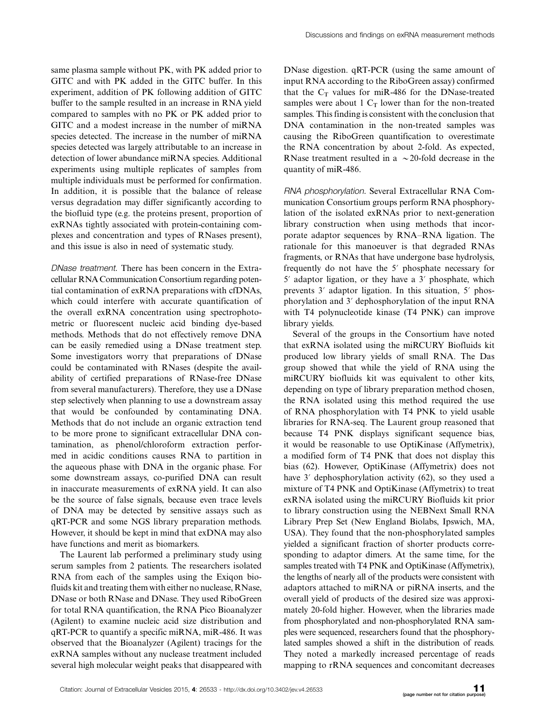same plasma sample without PK, with PK added prior to GITC and with PK added in the GITC buffer. In this experiment, addition of PK following addition of GITC buffer to the sample resulted in an increase in RNA yield compared to samples with no PK or PK added prior to GITC and a modest increase in the number of miRNA species detected. The increase in the number of miRNA species detected was largely attributable to an increase in detection of lower abundance miRNA species. Additional experiments using multiple replicates of samples from multiple individuals must be performed for confirmation. In addition, it is possible that the balance of release versus degradation may differ significantly according to the biofluid type (e.g. the proteins present, proportion of exRNAs tightly associated with protein-containing complexes and concentration and types of RNases present), and this issue is also in need of systematic study.

*DNase treatment.* There has been concern in the Extracellular RNA Communication Consortium regarding potential contamination of exRNA preparations with cfDNAs, which could interfere with accurate quantification of the overall exRNA concentration using spectrophotometric or fluorescent nucleic acid binding dye-based methods. Methods that do not effectively remove DNA can be easily remedied using a DNase treatment step. Some investigators worry that preparations of DNase could be contaminated with RNases (despite the availability of certified preparations of RNase-free DNase from several manufacturers). Therefore, they use a DNase step selectively when planning to use a downstream assay that would be confounded by contaminating DNA. Methods that do not include an organic extraction tend to be more prone to significant extracellular DNA contamination, as phenol/chloroform extraction performed in acidic conditions causes RNA to partition in the aqueous phase with DNA in the organic phase. For some downstream assays, co-purified DNA can result in inaccurate measurements of exRNA yield. It can also be the source of false signals, because even trace levels of DNA may be detected by sensitive assays such as qRT-PCR and some NGS library preparation methods. However, it should be kept in mind that exDNA may also have functions and merit as biomarkers.

The Laurent lab performed a preliminary study using serum samples from 2 patients. The researchers isolated RNA from each of the samples using the Exiqon biofluids kit and treating them with either no nuclease, RNase, DNase or both RNase and DNase. They used RiboGreen for total RNA quantification, the RNA Pico Bioanalyzer (Agilent) to examine nucleic acid size distribution and qRT-PCR to quantify a specific miRNA, miR-486. It was observed that the Bioanalyzer (Agilent) tracings for the exRNA samples without any nuclease treatment included several high molecular weight peaks that disappeared with DNase digestion. qRT-PCR (using the same amount of input RNA according to the RiboGreen assay) confirmed that the $C_T$ values for miR-486 for the DNase-treated samples were about 1 $C_T$ lower than for the non-treated samples. This finding is consistent with the conclusion that DNA contamination in the non-treated samples was causing the RiboGreen quantification to overestimate the RNA concentration by about 2-fold. As expected, RNase treatment resulted in a $\sim$20-fold decrease in the quantity of miR-486.

*RNA phosphorylation.* Several Extracellular RNA Communication Consortium groups perform RNA phosphorylation of the isolated exRNAs prior to next-generation library construction when using methods that incorporate adaptor sequences by RNA–RNA ligation. The rationale for this manoeuver is that degraded RNAs fragments, or RNAs that have undergone base hydrolysis, frequently do not have the 5′ phosphate necessary for 5′ adaptor ligation, or they have a 3′ phosphate, which prevents 3′ adaptor ligation. In this situation, 5′ phosphorylation and 3′ dephosphorylation of the input RNA with T4 polynucleotide kinase (T4 PNK) can improve library yields.

Several of the groups in the Consortium have noted that exRNA isolated using the miRCURY Biofluids kit produced low library yields of small RNA. The Das group showed that while the yield of RNA using the miRCURY biofluids kit was equivalent to other kits, depending on type of library preparation method chosen, the RNA isolated using this method required the use of RNA phosphorylation with T4 PNK to yield usable libraries for RNA-seq. The Laurent group reasoned that because T4 PNK displays significant sequence bias, it would be reasonable to use OptiKinase (Affymetrix), a modified form of T4 PNK that does not display this bias (62). However, OptiKinase (Affymetrix) does not have 3′ dephosphorylation activity (62), so they used a mixture of T4 PNK and OptiKinase (Affymetrix) to treat exRNA isolated using the miRCURY Biofluids kit prior to library construction using the NEBNext Small RNA Library Prep Set (New England Biolabs, Ipswich, MA, USA). They found that the non-phosphorylated samples yielded a significant fraction of shorter products corresponding to adaptor dimers. At the same time, for the samples treated with T4 PNK and OptiKinase (Affymetrix), the lengths of nearly all of the products were consistent with adaptors attached to miRNA or piRNA inserts, and the overall yield of products of the desired size was approximately 20-fold higher. However, when the libraries made from phosphorylated and non-phosphorylated RNA samples were sequenced, researchers found that the phosphorylated samples showed a shift in the distribution of reads. They noted a markedly increased percentage of reads mapping to rRNA sequences and concomitant decreases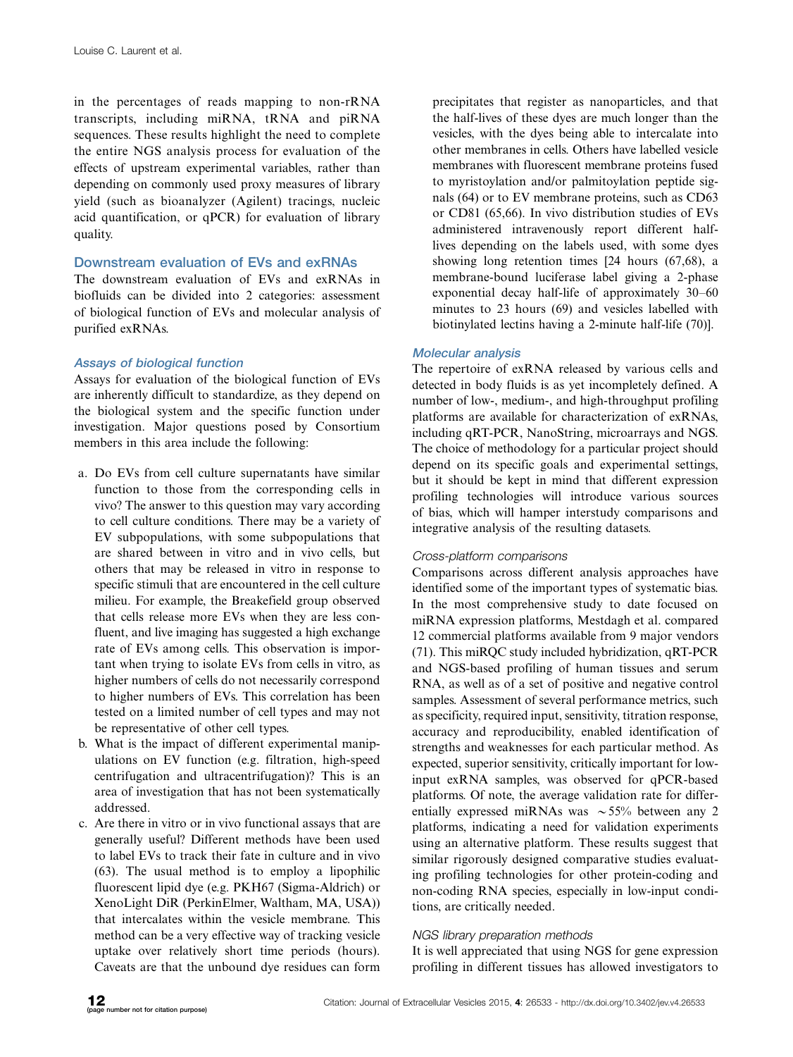in the percentages of reads mapping to non-rRNA transcripts, including miRNA, tRNA and piRNA sequences. These results highlight the need to complete the entire NGS analysis process for evaluation of the effects of upstream experimental variables, rather than depending on commonly used proxy measures of library yield (such as bioanalyzer (Agilent) tracings, nucleic acid quantification, or qPCR) for evaluation of library quality.

## Downstream evaluation of EVs and exRNAs

The downstream evaluation of EVs and exRNAs in biofluids can be divided into 2 categories: assessment of biological function of EVs and molecular analysis of purified exRNAs.

### *Assays of biological function*

Assays for evaluation of the biological function of EVs are inherently difficult to standardize, as they depend on the biological system and the specific function under investigation. Major questions posed by Consortium members in this area include the following:

a. Do EVs from cell culture supernatants have similar function to those from the corresponding cells in vivo? The answer to this question may vary according to cell culture conditions. There may be a variety of EV subpopulations, with some subpopulations that are shared between in vitro and in vivo cells, but others that may be released in vitro in response to specific stimuli that are encountered in the cell culture milieu. For example, the Breakefield group observed that cells release more EVs when they are less confluent, and live imaging has suggested a high exchange rate of EVs among cells. This observation is important when trying to isolate EVs from cells in vitro, as higher numbers of cells do not necessarily correspond to higher numbers of EVs. This correlation has been tested on a limited number of cell types and may not be representative of other cell types.
b. What is the impact of different experimental manipulations on EV function (e.g. filtration, high-speed centrifugation and ultracentrifugation)? This is an area of investigation that has not been systematically addressed.
c. Are there in vitro or in vivo functional assays that are generally useful? Different methods have been used to label EVs to track their fate in culture and in vivo (63). The usual method is to employ a lipophilic fluorescent lipid dye (e.g. PKH67 (Sigma-Aldrich) or XenoLight DiR (PerkinElmer, Waltham, MA, USA)) that intercalates within the vesicle membrane. This method can be a very effective way of tracking vesicle uptake over relatively short time periods (hours). Caveats are that the unbound dye residues can form precipitates that register as nanoparticles, and that the half-lives of these dyes are much longer than the vesicles, with the dyes being able to intercalate into other membranes in cells. Others have labelled vesicle membranes with fluorescent membrane proteins fused to myristoylation and/or palmitoylation peptide signals (64) or to EV membrane proteins, such as CD63 or CD81 (65,66). In vivo distribution studies of EVs administered intravenously report different half-lives depending on the labels used, with some dyes showing long retention times [24 hours (67,68), a membrane-bound luciferase label giving a 2-phase exponential decay half-life of approximately 30–60 minutes to 23 hours (69) and vesicles labelled with biotinylated lectins having a 2-minute half-life (70)].

### *Molecular analysis*

The repertoire of exRNA released by various cells and detected in body fluids is as yet incompletely defined. A number of low-, medium-, and high-throughput profiling platforms are available for characterization of exRNAs, including qRT-PCR, NanoString, microarrays and NGS. The choice of methodology for a particular project should depend on its specific goals and experimental settings, but it should be kept in mind that different expression profiling technologies will introduce various sources of bias, which will hamper interstudy comparisons and integrative analysis of the resulting datasets.

#### Cross-platform comparisons

Comparisons across different analysis approaches have identified some of the important types of systematic bias. In the most comprehensive study to date focused on miRNA expression platforms, Mestdagh et al. compared 12 commercial platforms available from 9 major vendors (71). This miRQC study included hybridization, qRT-PCR and NGS-based profiling of human tissues and serum RNA, as well as of a set of positive and negative control samples. Assessment of several performance metrics, such as specificity, required input, sensitivity, titration response, accuracy and reproducibility, enabled identification of strengths and weaknesses for each particular method. As expected, superior sensitivity, critically important for low-input exRNA samples, was observed for qPCR-based platforms. Of note, the average validation rate for differentially expressed miRNAs was $\sim$55% between any 2 platforms, indicating a need for validation experiments using an alternative platform. These results suggest that similar rigorously designed comparative studies evaluating profiling technologies for other protein-coding and non-coding RNA species, especially in low-input conditions, are critically needed.

#### NGS library preparation methods

It is well appreciated that using NGS for gene expression profiling in different tissues has allowed investigators to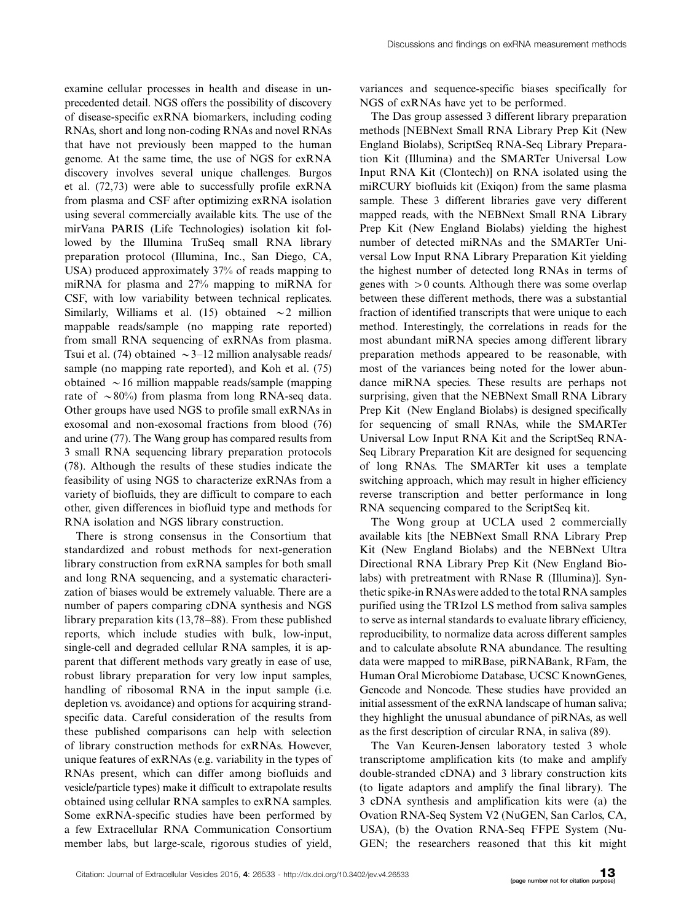examine cellular processes in health and disease in unprecedented detail. NGS offers the possibility of discovery of disease-specific exRNA biomarkers, including coding RNAs, short and long non-coding RNAs and novel RNAs that have not previously been mapped to the human genome. At the same time, the use of NGS for exRNA discovery involves several unique challenges. Burgos et al. (72,73) were able to successfully profile exRNA from plasma and CSF after optimizing exRNA isolation using several commercially available kits. The use of the mirVana PARIS (Life Technologies) isolation kit followed by the Illumina TruSeq small RNA library preparation protocol (Illumina, Inc., San Diego, CA, USA) produced approximately 37% of reads mapping to miRNA for plasma and 27% mapping to miRNA for CSF, with low variability between technical replicates. Similarly, Williams et al. (15) obtained ~2 million mappable reads/sample (no mapping rate reported) from small RNA sequencing of exRNAs from plasma. Tsui et al. (74) obtained ~3–12 million analysable reads/sample (no mapping rate reported), and Koh et al. (75) obtained ~16 million mappable reads/sample (mapping rate of ~80%) from plasma from long RNA-seq data. Other groups have used NGS to profile small exRNAs in exosomal and non-exosomal fractions from blood (76) and urine (77). The Wang group has compared results from 3 small RNA sequencing library preparation protocols (78). Although the results of these studies indicate the feasibility of using NGS to characterize exRNAs from a variety of biofluids, they are difficult to compare to each other, given differences in biofluid type and methods for RNA isolation and NGS library construction.

There is strong consensus in the Consortium that standardized and robust methods for next-generation library construction from exRNA samples for both small and long RNA sequencing, and a systematic characterization of biases would be extremely valuable. There are a number of papers comparing cDNA synthesis and NGS library preparation kits (13,78–88). From these published reports, which include studies with bulk, low-input, single-cell and degraded cellular RNA samples, it is apparent that different methods vary greatly in ease of use, robust library preparation for very low input samples, handling of ribosomal RNA in the input sample (i.e. depletion vs. avoidance) and options for acquiring strand-specific data. Careful consideration of the results from these published comparisons can help with selection of library construction methods for exRNAs. However, unique features of exRNAs (e.g. variability in the types of RNAs present, which can differ among biofluids and vesicle/particle types) make it difficult to extrapolate results obtained using cellular RNA samples to exRNA samples. Some exRNA-specific studies have been performed by a few Extracellular RNA Communication Consortium member labs, but large-scale, rigorous studies of yield, variances and sequence-specific biases specifically for NGS of exRNAs have yet to be performed.

The Das group assessed 3 different library preparation methods [NEBNext Small RNA Library Prep Kit (New England Biolabs), ScriptSeq RNA-Seq Library Preparation Kit (Illumina) and the SMARTer Universal Low Input RNA Kit (Clontech)] on RNA isolated using the miRCURY biofluids kit (Exiqon) from the same plasma sample. These 3 different libraries gave very different mapped reads, with the NEBNext Small RNA Library Prep Kit (New England Biolabs) yielding the highest number of detected miRNAs and the SMARTer Universal Low Input RNA Library Preparation Kit yielding the highest number of detected long RNAs in terms of genes with $>0$ counts. Although there was some overlap between these different methods, there was a substantial fraction of identified transcripts that were unique to each method. Interestingly, the correlations in reads for the most abundant miRNA species among different library preparation methods appeared to be reasonable, with most of the variances being noted for the lower abundance miRNA species. These results are perhaps not surprising, given that the NEBNext Small RNA Library Prep Kit (New England Biolabs) is designed specifically for sequencing of small RNAs, while the SMARTer Universal Low Input RNA Kit and the ScriptSeq RNA-Seq Library Preparation Kit are designed for sequencing of long RNAs. The SMARTer kit uses a template switching approach, which may result in higher efficiency reverse transcription and better performance in long RNA sequencing compared to the ScriptSeq kit.

The Wong group at UCLA used 2 commercially available kits [the NEBNext Small RNA Library Prep Kit (New England Biolabs) and the NEBNext Ultra Directional RNA Library Prep Kit (New England Biolabs) with pretreatment with RNase R (Illumina)]. Synthetic spike-in RNAs were added to the total RNA samples purified using the TRIzol LS method from saliva samples to serve as internal standards to evaluate library efficiency, reproducibility, to normalize data across different samples and to calculate absolute RNA abundance. The resulting data were mapped to miRBase, piRNABank, RFam, the Human Oral Microbiome Database, UCSC KnownGenes, Gencode and Noncode. These studies have provided an initial assessment of the exRNA landscape of human saliva; they highlight the unusual abundance of piRNAs, as well as the first description of circular RNA, in saliva (89).

The Van Keuren-Jensen laboratory tested 3 whole transcriptome amplification kits (to make and amplify double-stranded cDNA) and 3 library construction kits (to ligate adaptors and amplify the final library). The 3 cDNA synthesis and amplification kits were (a) the Ovation RNA-Seq System V2 (NuGEN, San Carlos, CA, USA), (b) the Ovation RNA-Seq FFPE System (NuGEN; the researchers reasoned that this kit might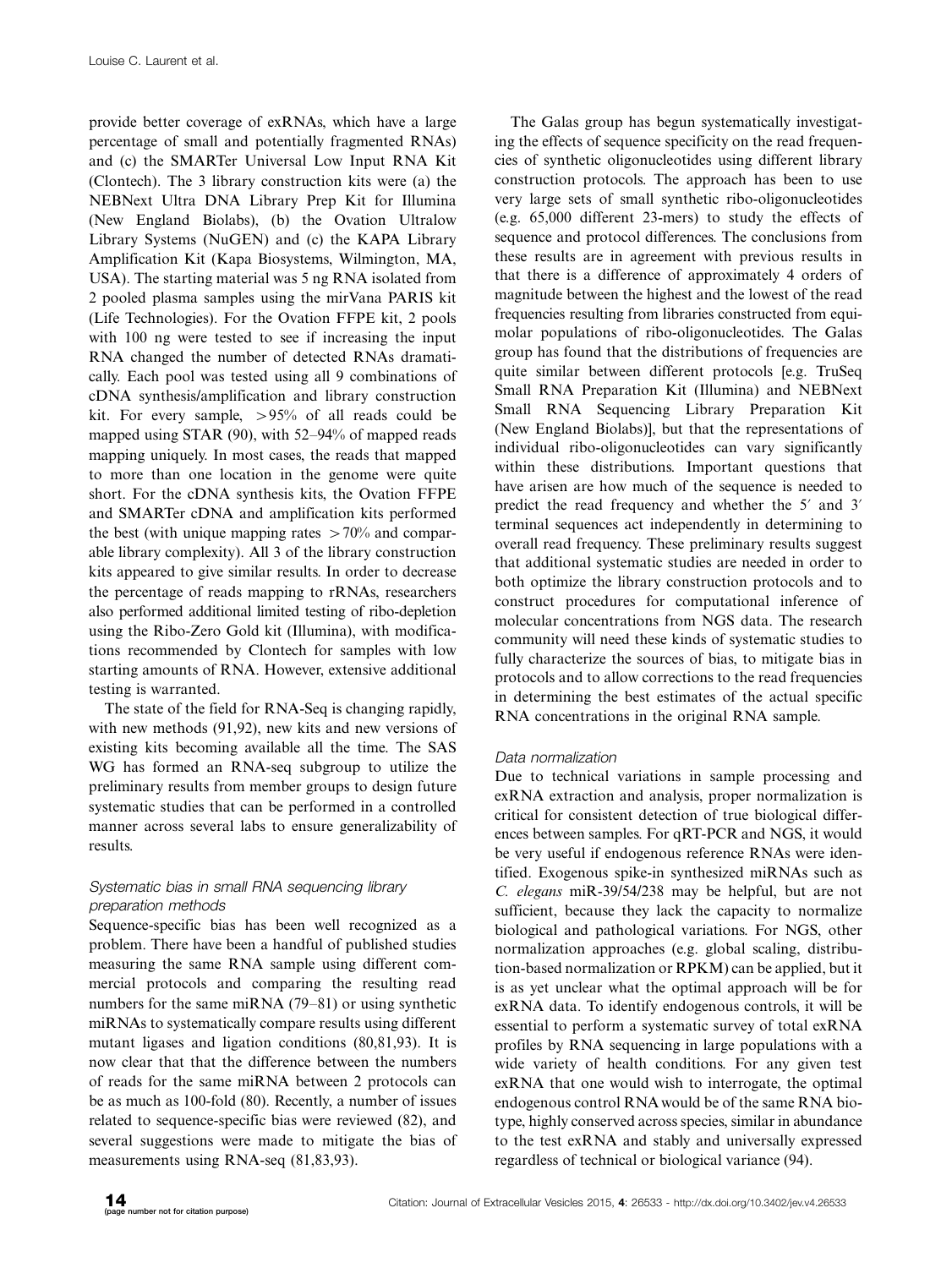provide better coverage of exRNAs, which have a large percentage of small and potentially fragmented RNAs) and (c) the SMARTer Universal Low Input RNA Kit (Clontech). The 3 library construction kits were (a) the NEBNext Ultra DNA Library Prep Kit for Illumina (New England Biolabs), (b) the Ovation Ultralow Library Systems (NuGEN) and (c) the KAPA Library Amplification Kit (Kapa Biosystems, Wilmington, MA, USA). The starting material was 5 ng RNA isolated from 2 pooled plasma samples using the mirVana PARIS kit (Life Technologies). For the Ovation FFPE kit, 2 pools with 100 ng were tested to see if increasing the input RNA changed the number of detected RNAs dramatically. Each pool was tested using all 9 combinations of cDNA synthesis/amplification and library construction kit. For every sample, >95% of all reads could be mapped using STAR (90), with 52–94% of mapped reads mapping uniquely. In most cases, the reads that mapped to more than one location in the genome were quite short. For the cDNA synthesis kits, the Ovation FFPE and SMARTer cDNA and amplification kits performed the best (with unique mapping rates >70% and comparable library complexity). All 3 of the library construction kits appeared to give similar results. In order to decrease the percentage of reads mapping to rRNAs, researchers also performed additional limited testing of ribo-depletion using the Ribo-Zero Gold kit (Illumina), with modifications recommended by Clontech for samples with low starting amounts of RNA. However, extensive additional testing is warranted.

The state of the field for RNA-Seq is changing rapidly, with new methods (91,92), new kits and new versions of existing kits becoming available all the time. The SAS WG has formed an RNA-seq subgroup to utilize the preliminary results from member groups to design future systematic studies that can be performed in a controlled manner across several labs to ensure generalizability of results.

### *Systematic bias in small RNA sequencing library preparation methods*

Sequence-specific bias has been well recognized as a problem. There have been a handful of published studies measuring the same RNA sample using different commercial protocols and comparing the resulting read numbers for the same miRNA (79–81) or using synthetic miRNAs to systematically compare results using different mutant ligases and ligation conditions (80,81,93). It is now clear that that the difference between the numbers of reads for the same miRNA between 2 protocols can be as much as 100-fold (80). Recently, a number of issues related to sequence-specific bias were reviewed (82), and several suggestions were made to mitigate the bias of measurements using RNA-seq (81,83,93).

The Galas group has begun systematically investigating the effects of sequence specificity on the read frequencies of synthetic oligonucleotides using different library construction protocols. The approach has been to use very large sets of small synthetic ribo-oligonucleotides (e.g. 65,000 different 23-mers) to study the effects of sequence and protocol differences. The conclusions from these results are in agreement with previous results in that there is a difference of approximately 4 orders of magnitude between the highest and the lowest of the read frequencies resulting from libraries constructed from equimolar populations of ribo-oligonucleotides. The Galas group has found that the distributions of frequencies are quite similar between different protocols [e.g. TruSeq Small RNA Preparation Kit (Illumina) and NEBNext Small RNA Sequencing Library Preparation Kit (New England Biolabs)], but that the representations of individual ribo-oligonucleotides can vary significantly within these distributions. Important questions that have arisen are how much of the sequence is needed to predict the read frequency and whether the 5′ and 3′ terminal sequences act independently in determining to overall read frequency. These preliminary results suggest that additional systematic studies are needed in order to both optimize the library construction protocols and to construct procedures for computational inference of molecular concentrations from NGS data. The research community will need these kinds of systematic studies to fully characterize the sources of bias, to mitigate bias in protocols and to allow corrections to the read frequencies in determining the best estimates of the actual specific RNA concentrations in the original RNA sample.

### *Data normalization*

Due to technical variations in sample processing and exRNA extraction and analysis, proper normalization is critical for consistent detection of true biological differences between samples. For qRT-PCR and NGS, it would be very useful if endogenous reference RNAs were identified. Exogenous spike-in synthesized miRNAs such as *C. elegans* miR-39/54/238 may be helpful, but are not sufficient, because they lack the capacity to normalize biological and pathological variations. For NGS, other normalization approaches (e.g. global scaling, distribution-based normalization or RPKM) can be applied, but it is as yet unclear what the optimal approach will be for exRNA data. To identify endogenous controls, it will be essential to perform a systematic survey of total exRNA profiles by RNA sequencing in large populations with a wide variety of health conditions. For any given test exRNA that one would wish to interrogate, the optimal endogenous control RNA would be of the same RNA biotype, highly conserved across species, similar in abundance to the test exRNA and stably and universally expressed regardless of technical or biological variance (94).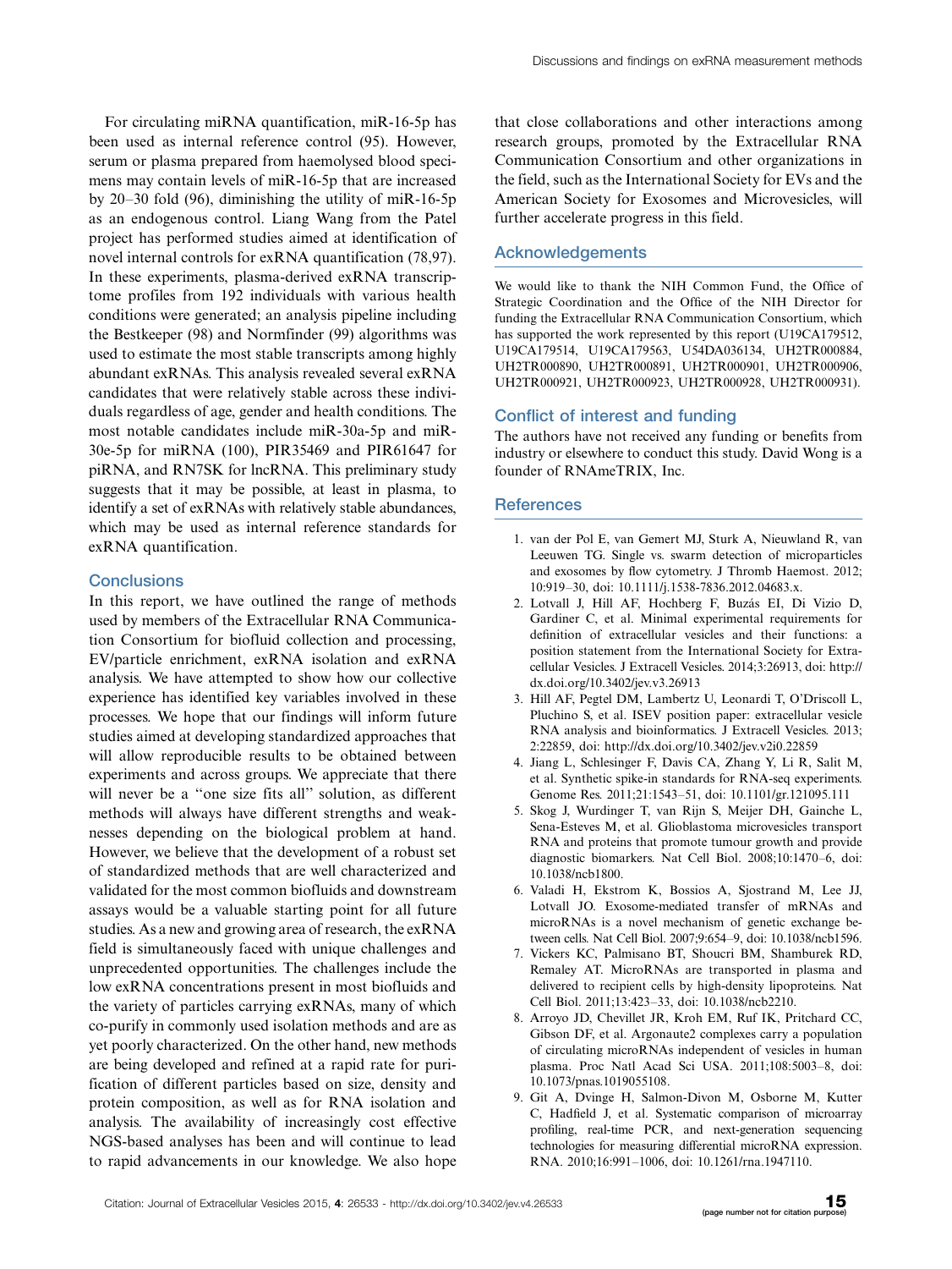For circulating miRNA quantification, miR-16-5p has been used as internal reference control (95). However, serum or plasma prepared from haemolysed blood specimens may contain levels of miR-16-5p that are increased by 20–30 fold (96), diminishing the utility of miR-16-5p as an endogenous control. Liang Wang from the Patel project has performed studies aimed at identification of novel internal controls for exRNA quantification (78,97). In these experiments, plasma-derived exRNA transcriptome profiles from 192 individuals with various health conditions were generated; an analysis pipeline including the Bestkeeper (98) and Normfinder (99) algorithms was used to estimate the most stable transcripts among highly abundant exRNAs. This analysis revealed several exRNA candidates that were relatively stable across these individuals regardless of age, gender and health conditions. The most notable candidates include miR-30a-5p and miR-30e-5p for miRNA (100), PIR35469 and PIR61647 for piRNA, and RN7SK for lncRNA. This preliminary study suggests that it may be possible, at least in plasma, to identify a set of exRNAs with relatively stable abundances, which may be used as internal reference standards for exRNA quantification.

## Conclusions

In this report, we have outlined the range of methods used by members of the Extracellular RNA Communication Consortium for biofluid collection and processing, EV/particle enrichment, exRNA isolation and exRNA analysis. We have attempted to show how our collective experience has identified key variables involved in these processes. We hope that our findings will inform future studies aimed at developing standardized approaches that will allow reproducible results to be obtained between experiments and across groups. We appreciate that there will never be a "one size fits all" solution, as different methods will always have different strengths and weaknesses depending on the biological problem at hand. However, we believe that the development of a robust set of standardized methods that are well characterized and validated for the most common biofluids and downstream assays would be a valuable starting point for all future studies. As a new and growing area of research, the exRNA field is simultaneously faced with unique challenges and unprecedented opportunities. The challenges include the low exRNA concentrations present in most biofluids and the variety of particles carrying exRNAs, many of which co-purify in commonly used isolation methods and are as yet poorly characterized. On the other hand, new methods are being developed and refined at a rapid rate for purification of different particles based on size, density and protein composition, as well as for RNA isolation and analysis. The availability of increasingly cost effective NGS-based analyses has been and will continue to lead to rapid advancements in our knowledge. We also hope that close collaborations and other interactions among research groups, promoted by the Extracellular RNA Communication Consortium and other organizations in the field, such as the International Society for EVs and the American Society for Exosomes and Microvesicles, will further accelerate progress in this field.

## Acknowledgements

We would like to thank the NIH Common Fund, the Office of Strategic Coordination and the Office of the NIH Director for funding the Extracellular RNA Communication Consortium, which has supported the work represented by this report (U19CA179512, U19CA179514, U19CA179563, U54DA036134, UH2TR000884, UH2TR000890, UH2TR000891, UH2TR000901, UH2TR000906, UH2TR000921, UH2TR000923, UH2TR000928, UH2TR000931).

## Conflict of interest and funding

The authors have not received any funding or benefits from industry or elsewhere to conduct this study. David Wong is a founder of RNAmeTRIX, Inc.

## References

1. van der Pol E, van Gemert MJ, Sturk A, Nieuwland R, van Leeuwen TG. Single vs. swarm detection of microparticles and exosomes by flow cytometry. J Thromb Haemost. 2012; 10:919–30, doi: 10.1111/j.1538-7836.2012.04683.x.
2. Lotvall J, Hill AF, Hochberg F, Buzás EI, Di Vizio D, Gardiner C, et al. Minimal experimental requirements for definition of extracellular vesicles and their functions: a position statement from the International Society for Extracellular Vesicles. J Extracell Vesicles. 2014;3:26913, doi: http://dx.doi.org/10.3402/jev.v3.26913
3. Hill AF, Pegtel DM, Lambertz U, Leonardi T, O'Driscoll L, Pluchino S, et al. ISEV position paper: extracellular vesicle RNA analysis and bioinformatics. J Extracell Vesicles. 2013; 2:22859, doi: http://dx.doi.org/10.3402/jev.v2i0.22859
4. Jiang L, Schlesinger F, Davis CA, Zhang Y, Li R, Salit M, et al. Synthetic spike-in standards for RNA-seq experiments. Genome Res. 2011;21:1543–51, doi: 10.1101/gr.121095.111
5. Skog J, Wurdinger T, van Rijn S, Meijer DH, Gainche L, Sena-Esteves M, et al. Glioblastoma microvesicles transport RNA and proteins that promote tumour growth and provide diagnostic biomarkers. Nat Cell Biol. 2008;10:1470–6, doi: 10.1038/ncb1800.
6. Valadi H, Ekstrom K, Bossios A, Sjostrand M, Lee JJ, Lotvall JO. Exosome-mediated transfer of mRNAs and microRNAs is a novel mechanism of genetic exchange between cells. Nat Cell Biol. 2007;9:654–9, doi: 10.1038/ncb1596.
7. Vickers KC, Palmisano BT, Shoucri BM, Shamburek RD, Remaley AT. MicroRNAs are transported in plasma and delivered to recipient cells by high-density lipoproteins. Nat Cell Biol. 2011;13:423–33, doi: 10.1038/ncb2210.
8. Arroyo JD, Chevillet JR, Kroh EM, Ruf IK, Pritchard CC, Gibson DF, et al. Argonaute2 complexes carry a population of circulating microRNAs independent of vesicles in human plasma. Proc Natl Acad Sci USA. 2011;108:5003–8, doi: 10.1073/pnas.1019055108.
9. Git A, Dvinge H, Salmon-Divon M, Osborne M, Kutter C, Hadfield J, et al. Systematic comparison of microarray profiling, real-time PCR, and next-generation sequencing technologies for measuring differential microRNA expression. RNA. 2010;16:991–1006, doi: 10.1261/rna.1947110.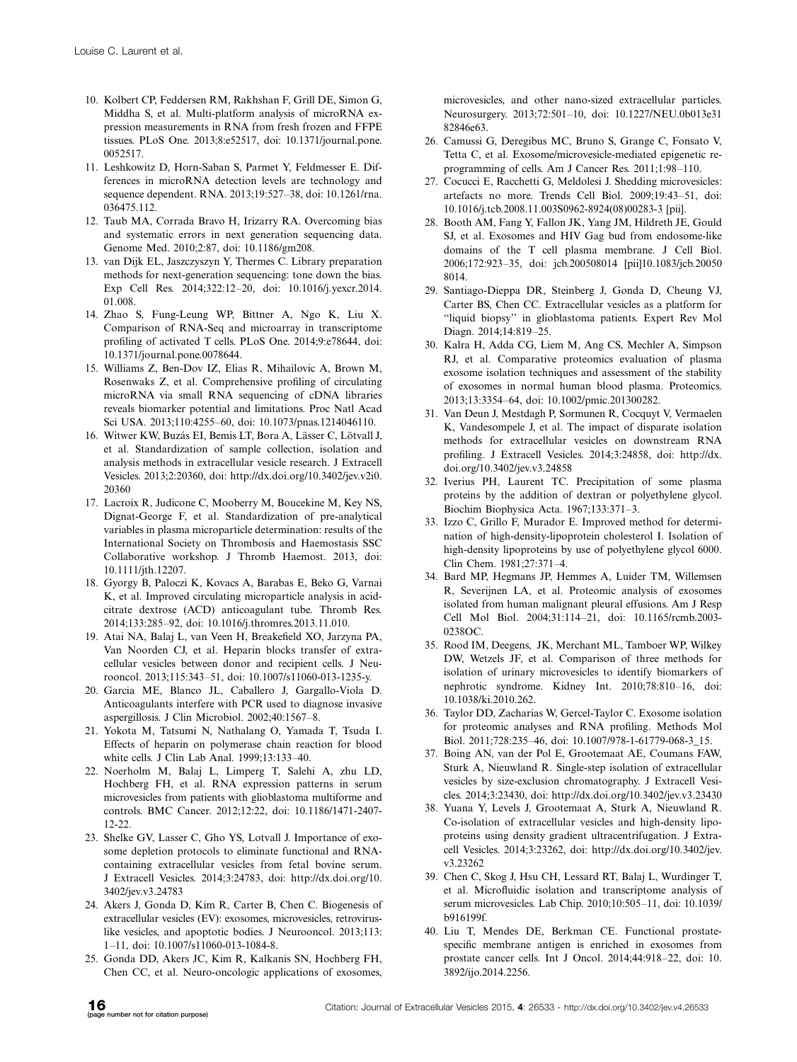10. Kolbert CP, Feddersen RM, Rakhshan F, Grill DE, Simon G, Middha S, et al. Multi-platform analysis of microRNA expression measurements in RNA from fresh frozen and FFPE tissues. PLoS One. 2013;8:e52517, doi: 10.1371/journal.pone.0052517.
11. Leshkowitz D, Horn-Saban S, Parmet Y, Feldmesser E. Differences in microRNA detection levels are technology and sequence dependent. RNA. 2013;19:527–38, doi: 10.1261/rna.036475.112.
12. Taub MA, Corrada Bravo H, Irizarry RA. Overcoming bias and systematic errors in next generation sequencing data. Genome Med. 2010;2:87, doi: 10.1186/gm208.
13. van Dijk EL, Jaszczyszyn Y, Thermes C. Library preparation methods for next-generation sequencing: tone down the bias. Exp Cell Res. 2014;322:12–20, doi: 10.1016/j.yexcr.2014.01.008.
14. Zhao S, Fung-Leung WP, Bittner A, Ngo K, Liu X. Comparison of RNA-Seq and microarray in transcriptome profiling of activated T cells. PLoS One. 2014;9:e78644, doi: 10.1371/journal.pone.0078644.
15. Williams Z, Ben-Dov IZ, Elias R, Mihailovic A, Brown M, Rosenwaks Z, et al. Comprehensive profiling of circulating microRNA via small RNA sequencing of cDNA libraries reveals biomarker potential and limitations. Proc Natl Acad Sci USA. 2013;110:4255–60, doi: 10.1073/pnas.1214046110.
16. Witwer KW, Buzás EI, Bemis LT, Bora A, Lässer C, Lötvall J, et al. Standardization of sample collection, isolation and analysis methods in extracellular vesicle research. J Extracell Vesicles. 2013;2:20360, doi: http://dx.doi.org/10.3402/jev.v2i0.20360
17. Lacroix R, Judicone C, Mooberry M, Boucekine M, Key NS, Dignat-George F, et al. Standardization of pre-analytical variables in plasma microparticle determination: results of the International Society on Thrombosis and Haemostasis SSC Collaborative workshop. J Thromb Haemost. 2013, doi: 10.1111/jth.12207.
18. Gyorgy B, Paloczi K, Kovacs A, Barabas E, Beko G, Varnai K, et al. Improved circulating microparticle analysis in acid-citrate dextrose (ACD) anticoagulant tube. Thromb Res. 2014;133:285–92, doi: 10.1016/j.thromres.2013.11.010.
19. Atai NA, Balaj L, van Veen H, Breakefield XO, Jarzyna PA, Van Noorden CJ, et al. Heparin blocks transfer of extracellular vesicles between donor and recipient cells. J Neurooncol. 2013;115:343–51, doi: 10.1007/s11060-013-1235-y.
20. Garcia ME, Blanco JL, Caballero J, Gargallo-Viola D. Anticoagulants interfere with PCR used to diagnose invasive aspergillosis. J Clin Microbiol. 2002;40:1567–8.
21. Yokota M, Tatsumi N, Nathalang O, Yamada T, Tsuda I. Effects of heparin on polymerase chain reaction for blood white cells. J Clin Lab Anal. 1999;13:133–40.
22. Noerholm M, Balaj L, Limperg T, Salehi A, zhu LD, Hochberg FH, et al. RNA expression patterns in serum microvesicles from patients with glioblastoma multiforme and controls. BMC Cancer. 2012;12:22, doi: 10.1186/1471-2407-12-22.
23. Shelke GV, Lasser C, Gho YS, Lotvall J. Importance of exosome depletion protocols to eliminate functional and RNA-containing extracellular vesicles from fetal bovine serum. J Extracell Vesicles. 2014;3:24783, doi: http://dx.doi.org/10.3402/jev.v3.24783
24. Akers J, Gonda D, Kim R, Carter B, Chen C. Biogenesis of extracellular vesicles (EV): exosomes, microvesicles, retrovirus-like vesicles, and apoptotic bodies. J Neurooncol. 2013;113:1–11, doi: 10.1007/s11060-013-1084-8.
25. Gonda DD, Akers JC, Kim R, Kalkanis SN, Hochberg FH, Chen CC, et al. Neuro-oncologic applications of exosomes, microvesicles, and other nano-sized extracellular particles. Neurosurgery. 2013;72:501–10, doi: 10.1227/NEU.0b013e3182846e63.
26. Camussi G, Deregibus MC, Bruno S, Grange C, Fonsato V, Tetta C, et al. Exosome/microvesicle-mediated epigenetic reprogramming of cells. Am J Cancer Res. 2011;1:98–110.
27. Cocucci E, Racchetti G, Meldolesi J. Shedding microvesicles: artefacts no more. Trends Cell Biol. 2009;19:43–51, doi: 10.1016/j.tcb.2008.11.003S0962-8924(08)00283-3 [pii].
28. Booth AM, Fang Y, Fallon JK, Yang JM, Hildreth JE, Gould SJ, et al. Exosomes and HIV Gag bud from endosome-like domains of the T cell plasma membrane. J Cell Biol. 2006;172:923–35, doi: jcb.200508014 [pii]10.1083/jcb.200508014.
29. Santiago-Dieppa DR, Steinberg J, Gonda D, Cheung VJ, Carter BS, Chen CC. Extracellular vesicles as a platform for "liquid biopsy" in glioblastoma patients. Expert Rev Mol Diagn. 2014;14:819–25.
30. Kalra H, Adda CG, Liem M, Ang CS, Mechler A, Simpson RJ, et al. Comparative proteomics evaluation of plasma exosome isolation techniques and assessment of the stability of exosomes in normal human blood plasma. Proteomics. 2013;13:3354–64, doi: 10.1002/pmic.201300282.
31. Van Deun J, Mestdagh P, Sormunen R, Cocquyt V, Vermaelen K, Vandesompele J, et al. The impact of disparate isolation methods for extracellular vesicles on downstream RNA profiling. J Extracell Vesicles. 2014;3:24858, doi: http://dx.doi.org/10.3402/jev.v3.24858
32. Iverius PH, Laurent TC. Precipitation of some plasma proteins by the addition of dextran or polyethylene glycol. Biochim Biophysica Acta. 1967;133:371–3.
33. Izzo C, Grillo F, Murador E. Improved method for determination of high-density-lipoprotein cholesterol I. Isolation of high-density lipoproteins by use of polyethylene glycol 6000. Clin Chem. 1981;27:371–4.
34. Bard MP, Hegmans JP, Hemmes A, Luider TM, Willemsen R, Severijnen LA, et al. Proteomic analysis of exosomes isolated from human malignant pleural effusions. Am J Resp Cell Mol Biol. 2004;31:114–21, doi: 10.1165/rcmb.2003-0238OC.
35. Rood IM, Deegens, JK, Merchant ML, Tamboer WP, Wilkey DW, Wetzels JF, et al. Comparison of three methods for isolation of urinary microvesicles to identify biomarkers of nephrotic syndrome. Kidney Int. 2010;78:810–16, doi: 10.1038/ki.2010.262.
36. Taylor DD, Zacharias W, Gercel-Taylor C. Exosome isolation for proteomic analyses and RNA profiling. Methods Mol Biol. 2011;728:235–46, doi: 10.1007/978-1-61779-068-3_15.
37. Boing AN, van der Pol E, Grootemaat AE, Coumans FAW, Sturk A, Nieuwland R. Single-step isolation of extracellular vesicles by size-exclusion chromatography. J Extracell Vesicles. 2014;3:23430, doi: http://dx.doi.org/10.3402/jev.v3.23430
38. Yuana Y, Levels J, Grootemaat A, Sturk A, Nieuwland R. Co-isolation of extracellular vesicles and high-density lipoproteins using density gradient ultracentrifugation. J Extracell Vesicles. 2014;3:23262, doi: http://dx.doi.org/10.3402/jev.v3.23262
39. Chen C, Skog J, Hsu CH, Lessard RT, Balaj L, Wurdinger T, et al. Microfluidic isolation and transcriptome analysis of serum microvesicles. Lab Chip. 2010;10:505–11, doi: 10.1039/b916199f.
40. Liu T, Mendes DE, Berkman CE. Functional prostate-specific membrane antigen is enriched in exosomes from prostate cancer cells. Int J Oncol. 2014;44:918–22, doi: 10.3892/ijo.2014.2256.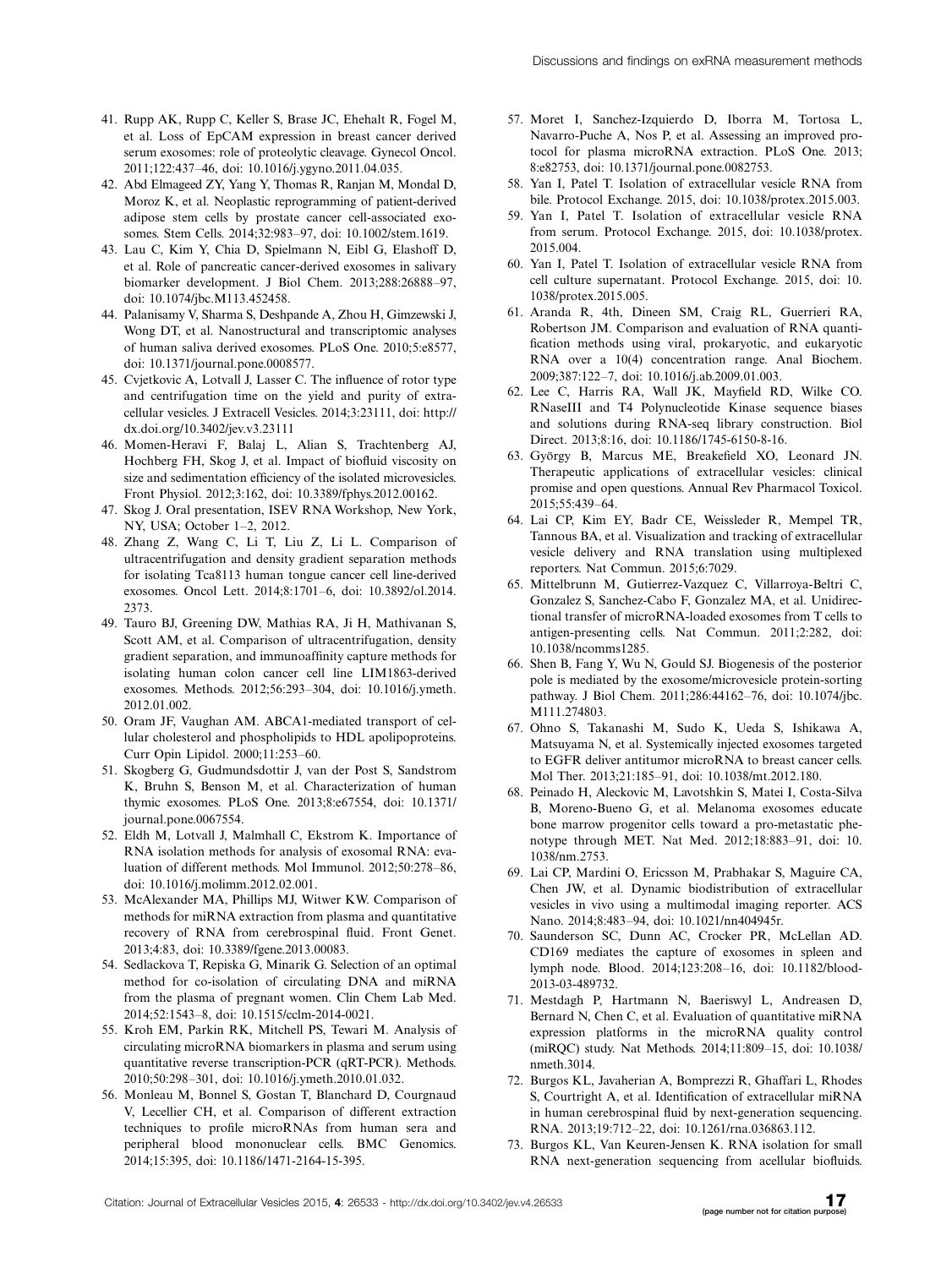41. Rupp AK, Rupp C, Keller S, Brase JC, Ehehalt R, Fogel M, et al. Loss of EpCAM expression in breast cancer derived serum exosomes: role of proteolytic cleavage. Gynecol Oncol. 2011;122:437–46, doi: 10.1016/j.ygyno.2011.04.035.
42. Abd Elmageed ZY, Yang Y, Thomas R, Ranjan M, Mondal D, Moroz K, et al. Neoplastic reprogramming of patient-derived adipose stem cells by prostate cancer cell-associated exosomes. Stem Cells. 2014;32:983–97, doi: 10.1002/stem.1619.
43. Lau C, Kim Y, Chia D, Spielmann N, Eibl G, Elashoff D, et al. Role of pancreatic cancer-derived exosomes in salivary biomarker development. J Biol Chem. 2013;288:26888–97, doi: 10.1074/jbc.M113.452458.
44. Palanisamy V, Sharma S, Deshpande A, Zhou H, Gimzewski J, Wong DT, et al. Nanostructural and transcriptomic analyses of human saliva derived exosomes. PLoS One. 2010;5:e8577, doi: 10.1371/journal.pone.0008577.
45. Cvjetkovic A, Lotvall J, Lasser C. The influence of rotor type and centrifugation time on the yield and purity of extracellular vesicles. J Extracell Vesicles. 2014;3:23111, doi: http://dx.doi.org/10.3402/jev.v3.23111
46. Momen-Heravi F, Balaj L, Alian S, Trachtenberg AJ, Hochberg FH, Skog J, et al. Impact of biofluid viscosity on size and sedimentation efficiency of the isolated microvesicles. Front Physiol. 2012;3:162, doi: 10.3389/fphys.2012.00162.
47. Skog J. Oral presentation, ISEV RNA Workshop, New York, NY, USA; October 1–2, 2012.
48. Zhang Z, Wang C, Li T, Liu Z, Li L. Comparison of ultracentrifugation and density gradient separation methods for isolating Tca8113 human tongue cancer cell line-derived exosomes. Oncol Lett. 2014;8:1701–6, doi: 10.3892/ol.2014.2373.
49. Tauro BJ, Greening DW, Mathias RA, Ji H, Mathivanan S, Scott AM, et al. Comparison of ultracentrifugation, density gradient separation, and immunoaffinity capture methods for isolating human colon cancer cell line LIM1863-derived exosomes. Methods. 2012;56:293–304, doi: 10.1016/j.ymeth.2012.01.002.
50. Oram JF, Vaughan AM. ABCA1-mediated transport of cellular cholesterol and phospholipids to HDL apolipoproteins. Curr Opin Lipidol. 2000;11:253–60.
51. Skogberg G, Gudmundsdottir J, van der Post S, Sandstrom K, Bruhn S, Benson M, et al. Characterization of human thymic exosomes. PLoS One. 2013;8:e67554, doi: 10.1371/journal.pone.0067554.
52. Eldh M, Lotvall J, Malmhall C, Ekstrom K. Importance of RNA isolation methods for analysis of exosomal RNA: evaluation of different methods. Mol Immunol. 2012;50:278–86, doi: 10.1016/j.molimm.2012.02.001.
53. McAlexander MA, Phillips MJ, Witwer KW. Comparison of methods for miRNA extraction from plasma and quantitative recovery of RNA from cerebrospinal fluid. Front Genet. 2013;4:83, doi: 10.3389/fgene.2013.00083.
54. Sedlackova T, Repiska G, Minarik G. Selection of an optimal method for co-isolation of circulating DNA and miRNA from the plasma of pregnant women. Clin Chem Lab Med. 2014;52:1543–8, doi: 10.1515/cclm-2014-0021.
55. Kroh EM, Parkin RK, Mitchell PS, Tewari M. Analysis of circulating microRNA biomarkers in plasma and serum using quantitative reverse transcription-PCR (qRT-PCR). Methods. 2010;50:298–301, doi: 10.1016/j.ymeth.2010.01.032.
56. Monleau M, Bonnel S, Gostan T, Blanchard D, Courgnaud V, Lecellier CH, et al. Comparison of different extraction techniques to profile microRNAs from human sera and peripheral blood mononuclear cells. BMC Genomics. 2014;15:395, doi: 10.1186/1471-2164-15-395.
57. Moret I, Sanchez-Izquierdo D, Iborra M, Tortosa L, Navarro-Puche A, Nos P, et al. Assessing an improved protocol for plasma microRNA extraction. PLoS One. 2013; 8:e82753, doi: 10.1371/journal.pone.0082753.
58. Yan I, Patel T. Isolation of extracellular vesicle RNA from bile. Protocol Exchange. 2015, doi: 10.1038/protex.2015.003.
59. Yan I, Patel T. Isolation of extracellular vesicle RNA from serum. Protocol Exchange. 2015, doi: 10.1038/protex.2015.004.
60. Yan I, Patel T. Isolation of extracellular vesicle RNA from cell culture supernatant. Protocol Exchange. 2015, doi: 10.1038/protex.2015.005.
61. Aranda R, 4th, Dineen SM, Craig RL, Guerrieri RA, Robertson JM. Comparison and evaluation of RNA quantification methods using viral, prokaryotic, and eukaryotic RNA over a 10(4) concentration range. Anal Biochem. 2009;387:122–7, doi: 10.1016/j.ab.2009.01.003.
62. Lee C, Harris RA, Wall JK, Mayfield RD, Wilke CO. RNaseIII and T4 Polynucleotide Kinase sequence biases and solutions during RNA-seq library construction. Biol Direct. 2013;8:16, doi: 10.1186/1745-6150-8-16.
63. György B, Marcus ME, Breakefield XO, Leonard JN. Therapeutic applications of extracellular vesicles: clinical promise and open questions. Annual Rev Pharmacol Toxicol. 2015;55:439–64.
64. Lai CP, Kim EY, Badr CE, Weissleder R, Mempel TR, Tannous BA, et al. Visualization and tracking of extracellular vesicle delivery and RNA translation using multiplexed reporters. Nat Commun. 2015;6:7029.
65. Mittelbrunn M, Gutierrez-Vazquez C, Villarroya-Beltri C, Gonzalez S, Sanchez-Cabo F, Gonzalez MA, et al. Unidirectional transfer of microRNA-loaded exosomes from T cells to antigen-presenting cells. Nat Commun. 2011;2:282, doi: 10.1038/ncomms1285.
66. Shen B, Fang Y, Wu N, Gould SJ. Biogenesis of the posterior pole is mediated by the exosome/microvesicle protein-sorting pathway. J Biol Chem. 2011;286:44162–76, doi: 10.1074/jbc.M111.274803.
67. Ohno S, Takanashi M, Sudo K, Ueda S, Ishikawa A, Matsuyama N, et al. Systemically injected exosomes targeted to EGFR deliver antitumor microRNA to breast cancer cells. Mol Ther. 2013;21:185–91, doi: 10.1038/mt.2012.180.
68. Peinado H, Aleckovic M, Lavotshkin S, Matei I, Costa-Silva B, Moreno-Bueno G, et al. Melanoma exosomes educate bone marrow progenitor cells toward a pro-metastatic phenotype through MET. Nat Med. 2012;18:883–91, doi: 10.1038/nm.2753.
69. Lai CP, Mardini O, Ericsson M, Prabhakar S, Maguire CA, Chen JW, et al. Dynamic biodistribution of extracellular vesicles in vivo using a multimodal imaging reporter. ACS Nano. 2014;8:483–94, doi: 10.1021/nn404945r.
70. Saunderson SC, Dunn AC, Crocker PR, McLellan AD. CD169 mediates the capture of exosomes in spleen and lymph node. Blood. 2014;123:208–16, doi: 10.1182/blood-2013-03-489732.
71. Mestdagh P, Hartmann N, Baeriswyl L, Andreasen D, Bernard N, Chen C, et al. Evaluation of quantitative miRNA expression platforms in the microRNA quality control (miRQC) study. Nat Methods. 2014;11:809–15, doi: 10.1038/nmeth.3014.
72. Burgos KL, Javaherian A, Bomprezzi R, Ghaffari L, Rhodes S, Courtright A, et al. Identification of extracellular miRNA in human cerebrospinal fluid by next-generation sequencing. RNA. 2013;19:712–22, doi: 10.1261/rna.036863.112.
73. Burgos KL, Van Keuren-Jensen K. RNA isolation for small RNA next-generation sequencing from acellular biofluids.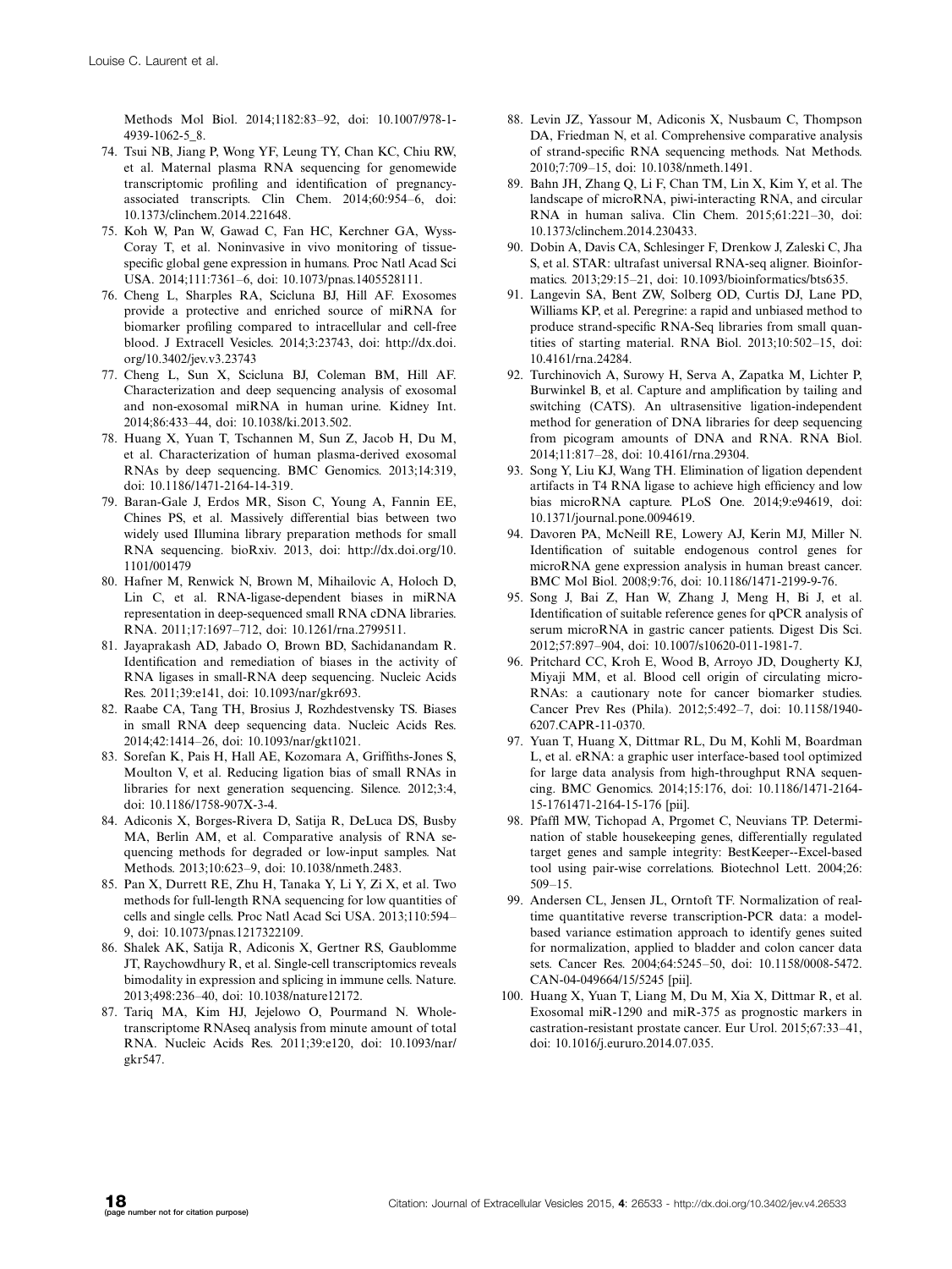Methods Mol Biol. 2014;1182:83–92, doi: 10.1007/978-1-4939-1062-5_8.

74. Tsui NB, Jiang P, Wong YF, Leung TY, Chan KC, Chiu RW, et al. Maternal plasma RNA sequencing for genomewide transcriptomic profiling and identification of pregnancy-associated transcripts. Clin Chem. 2014;60:954–6, doi: 10.1373/clinchem.2014.221648.
75. Koh W, Pan W, Gawad C, Fan HC, Kerchner GA, Wyss-Coray T, et al. Noninvasive in vivo monitoring of tissue-specific global gene expression in humans. Proc Natl Acad Sci USA. 2014;111:7361–6, doi: 10.1073/pnas.1405528111.
76. Cheng L, Sharples RA, Scicluna BJ, Hill AF. Exosomes provide a protective and enriched source of miRNA for biomarker profiling compared to intracellular and cell-free blood. J Extracell Vesicles. 2014;3:23743, doi: http://dx.doi.org/10.3402/jev.v3.23743
77. Cheng L, Sun X, Scicluna BJ, Coleman BM, Hill AF. Characterization and deep sequencing analysis of exosomal and non-exosomal miRNA in human urine. Kidney Int. 2014;86:433–44, doi: 10.1038/ki.2013.502.
78. Huang X, Yuan T, Tschannen M, Sun Z, Jacob H, Du M, et al. Characterization of human plasma-derived exosomal RNAs by deep sequencing. BMC Genomics. 2013;14:319, doi: 10.1186/1471-2164-14-319.
79. Baran-Gale J, Erdos MR, Sison C, Young A, Fannin EE, Chines PS, et al. Massively differential bias between two widely used Illumina library preparation methods for small RNA sequencing. bioRxiv. 2013, doi: http://dx.doi.org/10.1101/001479
80. Hafner M, Renwick N, Brown M, Mihailovic A, Holoch D, Lin C, et al. RNA-ligase-dependent biases in miRNA representation in deep-sequenced small RNA cDNA libraries. RNA. 2011;17:1697–712, doi: 10.1261/rna.2799511.
81. Jayaprakash AD, Jabado O, Brown BD, Sachidanandam R. Identification and remediation of biases in the activity of RNA ligases in small-RNA deep sequencing. Nucleic Acids Res. 2011;39:e141, doi: 10.1093/nar/gkr693.
82. Raabe CA, Tang TH, Brosius J, Rozhdestvensky TS. Biases in small RNA deep sequencing data. Nucleic Acids Res. 2014;42:1414–26, doi: 10.1093/nar/gkt1021.
83. Sorefan K, Pais H, Hall AE, Kozomara A, Griffiths-Jones S, Moulton V, et al. Reducing ligation bias of small RNAs in libraries for next generation sequencing. Silence. 2012;3:4, doi: 10.1186/1758-907X-3-4.
84. Adiconis X, Borges-Rivera D, Satija R, DeLuca DS, Busby MA, Berlin AM, et al. Comparative analysis of RNA sequencing methods for degraded or low-input samples. Nat Methods. 2013;10:623–9, doi: 10.1038/nmeth.2483.
85. Pan X, Durrett RE, Zhu H, Tanaka Y, Li Y, Zi X, et al. Two methods for full-length RNA sequencing for low quantities of cells and single cells. Proc Natl Acad Sci USA. 2013;110:594–9, doi: 10.1073/pnas.1217322109.
86. Shalek AK, Satija R, Adiconis X, Gertner RS, Gaublomme JT, Raychowdhury R, et al. Single-cell transcriptomics reveals bimodality in expression and splicing in immune cells. Nature. 2013;498:236–40, doi: 10.1038/nature12172.
87. Tariq MA, Kim HJ, Jejelowo O, Pourmand N. Whole-transcriptome RNAseq analysis from minute amount of total RNA. Nucleic Acids Res. 2011;39:e120, doi: 10.1093/nar/gkr547.
88. Levin JZ, Yassour M, Adiconis X, Nusbaum C, Thompson DA, Friedman N, et al. Comprehensive comparative analysis of strand-specific RNA sequencing methods. Nat Methods. 2010;7:709–15, doi: 10.1038/nmeth.1491.
89. Bahn JH, Zhang Q, Li F, Chan TM, Lin X, Kim Y, et al. The landscape of microRNA, piwi-interacting RNA, and circular RNA in human saliva. Clin Chem. 2015;61:221–30, doi: 10.1373/clinchem.2014.230433.
90. Dobin A, Davis CA, Schlesinger F, Drenkow J, Zaleski C, Jha S, et al. STAR: ultrafast universal RNA-seq aligner. Bioinformatics. 2013;29:15–21, doi: 10.1093/bioinformatics/bts635.
91. Langevin SA, Bent ZW, Solberg OD, Curtis DJ, Lane PD, Williams KP, et al. Peregrine: a rapid and unbiased method to produce strand-specific RNA-Seq libraries from small quantities of starting material. RNA Biol. 2013;10:502–15, doi: 10.4161/rna.24284.
92. Turchinovich A, Surowy H, Serva A, Zapatka M, Lichter P, Burwinkel B, et al. Capture and amplification by tailing and switching (CATS). An ultrasensitive ligation-independent method for generation of DNA libraries for deep sequencing from picogram amounts of DNA and RNA. RNA Biol. 2014;11:817–28, doi: 10.4161/rna.29304.
93. Song Y, Liu KJ, Wang TH. Elimination of ligation dependent artifacts in T4 RNA ligase to achieve high efficiency and low bias microRNA capture. PLoS One. 2014;9:e94619, doi: 10.1371/journal.pone.0094619.
94. Davoren PA, McNeill RE, Lowery AJ, Kerin MJ, Miller N. Identification of suitable endogenous control genes for microRNA gene expression analysis in human breast cancer. BMC Mol Biol. 2008;9:76, doi: 10.1186/1471-2199-9-76.
95. Song J, Bai Z, Han W, Zhang J, Meng H, Bi J, et al. Identification of suitable reference genes for qPCR analysis of serum microRNA in gastric cancer patients. Digest Dis Sci. 2012;57:897–904, doi: 10.1007/s10620-011-1981-7.
96. Pritchard CC, Kroh E, Wood B, Arroyo JD, Dougherty KJ, Miyaji MM, et al. Blood cell origin of circulating micro-RNAs: a cautionary note for cancer biomarker studies. Cancer Prev Res (Phila). 2012;5:492–7, doi: 10.1158/1940-6207.CAPR-11-0370.
97. Yuan T, Huang X, Dittmar RL, Du M, Kohli M, Boardman L, et al. eRNA: a graphic user interface-based tool optimized for large data analysis from high-throughput RNA sequencing. BMC Genomics. 2014;15:176, doi: 10.1186/1471-2164-15-1761471-2164-15-176 [pii].
98. Pfaffl MW, Tichopad A, Prgomet C, Neuvians TP. Determination of stable housekeeping genes, differentially regulated target genes and sample integrity: BestKeeper--Excel-based tool using pair-wise correlations. Biotechnol Lett. 2004;26: 509–15.
99. Andersen CL, Jensen JL, Orntoft TF. Normalization of real-time quantitative reverse transcription-PCR data: a model-based variance estimation approach to identify genes suited for normalization, applied to bladder and colon cancer data sets. Cancer Res. 2004;64:5245–50, doi: 10.1158/0008-5472.CAN-04-049664/15/5245 [pii].
100. Huang X, Yuan T, Liang M, Du M, Xia X, Dittmar R, et al. Exosomal miR-1290 and miR-375 as prognostic markers in castration-resistant prostate cancer. Eur Urol. 2015;67:33–41, doi: 10.1016/j.eururo.2014.07.035.